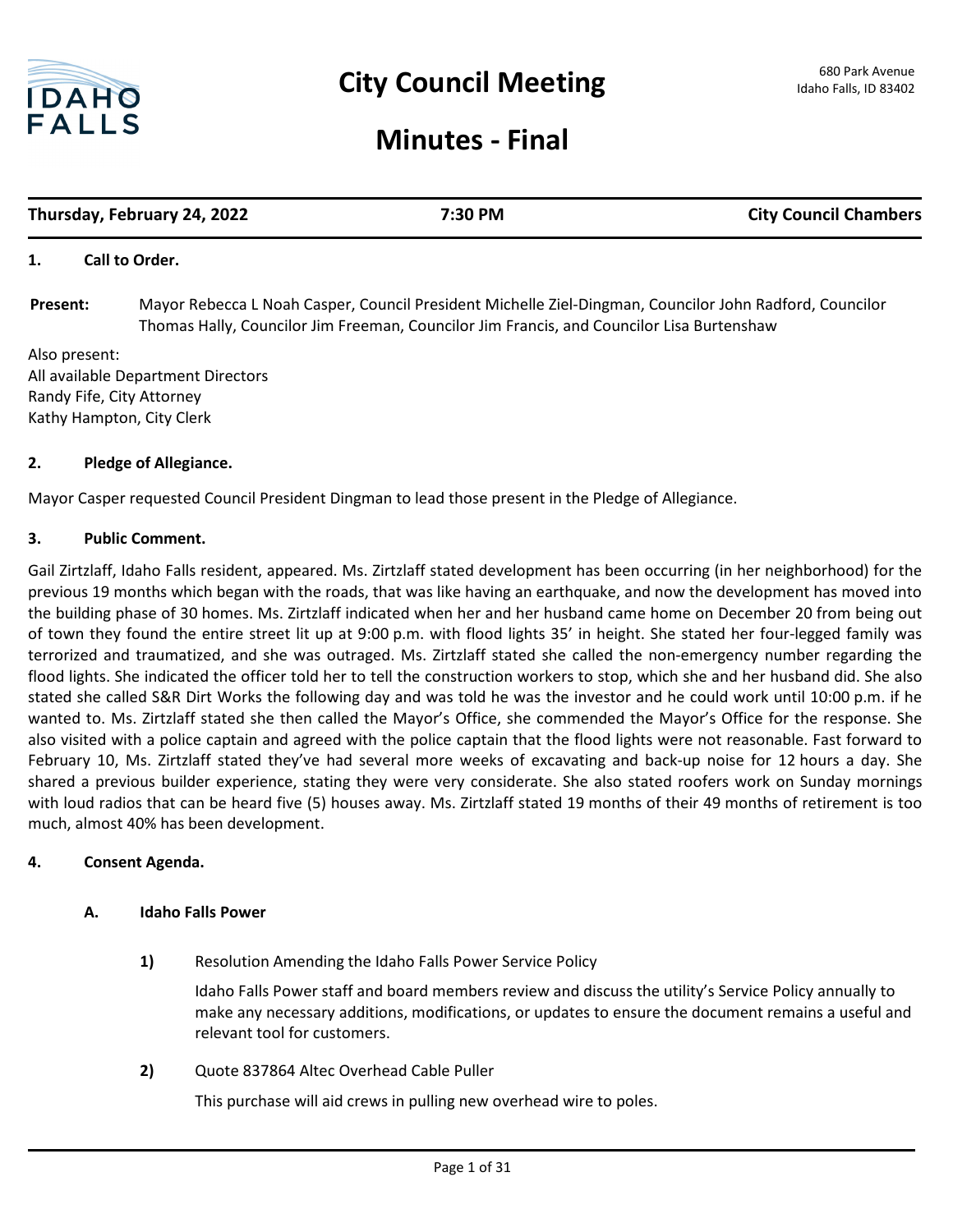# City Council Meeting

680 Park Avenue
Idaho Falls, ID 83402

## Minutes - Final

| **Thursday, February 24, 2022** | **7:30 PM** | **City Council Chambers** |
|---|---|---|

### 1. Call to Order.

**Present:** Mayor Rebecca L Noah Casper, Council President Michelle Ziel-Dingman, Councilor John Radford, Councilor Thomas Hally, Councilor Jim Freeman, Councilor Jim Francis, and Councilor Lisa Burtenshaw

Also present:
All available Department Directors
Randy Fife, City Attorney
Kathy Hampton, City Clerk

### 2. Pledge of Allegiance.

Mayor Casper requested Council President Dingman to lead those present in the Pledge of Allegiance.

### 3. Public Comment.

Gail Zirtzlaff, Idaho Falls resident, appeared. Ms. Zirtzlaff stated development has been occurring (in her neighborhood) for the previous 19 months which began with the roads, that was like having an earthquake, and now the development has moved into the building phase of 30 homes. Ms. Zirtzlaff indicated when her and her husband came home on December 20 from being out of town they found the entire street lit up at 9:00 p.m. with flood lights 35' in height. She stated her four-legged family was terrorized and traumatized, and she was outraged. Ms. Zirtzlaff stated she called the non-emergency number regarding the flood lights. She indicated the officer told her to tell the construction workers to stop, which she and her husband did. She also stated she called S&R Dirt Works the following day and was told he was the investor and he could work until 10:00 p.m. if he wanted to. Ms. Zirtzlaff stated she then called the Mayor's Office, she commended the Mayor's Office for the response. She also visited with a police captain and agreed with the police captain that the flood lights were not reasonable. Fast forward to February 10, Ms. Zirtzlaff stated they've had several more weeks of excavating and back-up noise for 12 hours a day. She shared a previous builder experience, stating they were very considerate. She also stated roofers work on Sunday mornings with loud radios that can be heard five (5) houses away. Ms. Zirtzlaff stated 19 months of their 49 months of retirement is too much, almost 40% has been development.

### 4. Consent Agenda.

#### A. Idaho Falls Power

**1)** Resolution Amending the Idaho Falls Power Service Policy

Idaho Falls Power staff and board members review and discuss the utility's Service Policy annually to make any necessary additions, modifications, or updates to ensure the document remains a useful and relevant tool for customers.

**2)** Quote 837864 Altec Overhead Cable Puller

This purchase will aid crews in pulling new overhead wire to poles.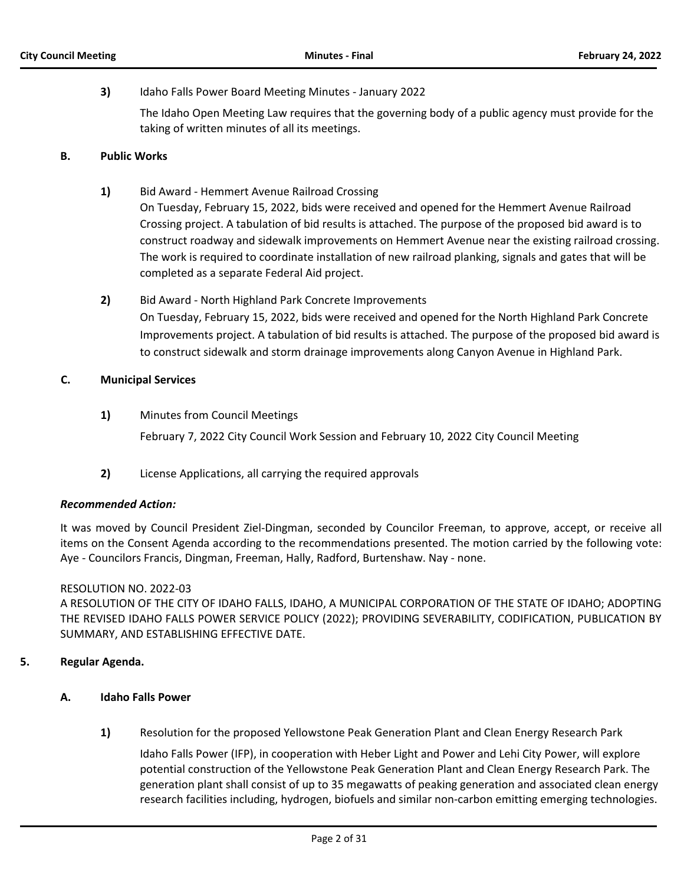**3)** Idaho Falls Power Board Meeting Minutes - January 2022

The Idaho Open Meeting Law requires that the governing body of a public agency must provide for the taking of written minutes of all its meetings.

### B. Public Works

**1)** Bid Award - Hemmert Avenue Railroad Crossing

On Tuesday, February 15, 2022, bids were received and opened for the Hemmert Avenue Railroad Crossing project. A tabulation of bid results is attached. The purpose of the proposed bid award is to construct roadway and sidewalk improvements on Hemmert Avenue near the existing railroad crossing. The work is required to coordinate installation of new railroad planking, signals and gates that will be completed as a separate Federal Aid project.

**2)** Bid Award - North Highland Park Concrete Improvements

On Tuesday, February 15, 2022, bids were received and opened for the North Highland Park Concrete Improvements project. A tabulation of bid results is attached. The purpose of the proposed bid award is to construct sidewalk and storm drainage improvements along Canyon Avenue in Highland Park.

### C. Municipal Services

**1)** Minutes from Council Meetings

February 7, 2022 City Council Work Session and February 10, 2022 City Council Meeting

**2)** License Applications, all carrying the required approvals

***Recommended Action:***

It was moved by Council President Ziel-Dingman, seconded by Councilor Freeman, to approve, accept, or receive all items on the Consent Agenda according to the recommendations presented. The motion carried by the following vote: Aye - Councilors Francis, Dingman, Freeman, Hally, Radford, Burtenshaw. Nay - none.

RESOLUTION NO. 2022-03

A RESOLUTION OF THE CITY OF IDAHO FALLS, IDAHO, A MUNICIPAL CORPORATION OF THE STATE OF IDAHO; ADOPTING THE REVISED IDAHO FALLS POWER SERVICE POLICY (2022); PROVIDING SEVERABILITY, CODIFICATION, PUBLICATION BY SUMMARY, AND ESTABLISHING EFFECTIVE DATE.

## 5. Regular Agenda.

### A. Idaho Falls Power

**1)** Resolution for the proposed Yellowstone Peak Generation Plant and Clean Energy Research Park

Idaho Falls Power (IFP), in cooperation with Heber Light and Power and Lehi City Power, will explore potential construction of the Yellowstone Peak Generation Plant and Clean Energy Research Park. The generation plant shall consist of up to 35 megawatts of peaking generation and associated clean energy research facilities including, hydrogen, biofuels and similar non-carbon emitting emerging technologies.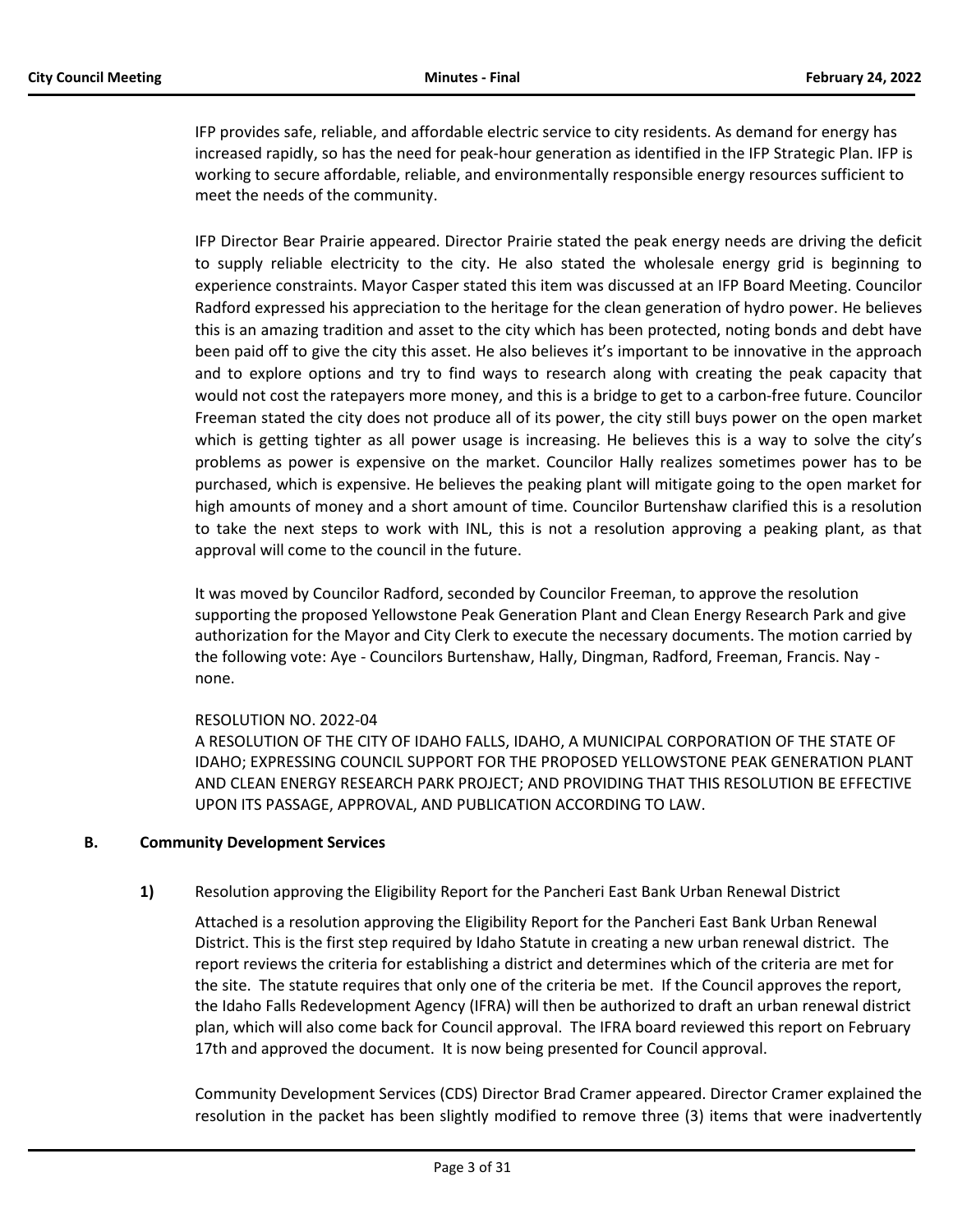IFP provides safe, reliable, and affordable electric service to city residents. As demand for energy has increased rapidly, so has the need for peak-hour generation as identified in the IFP Strategic Plan. IFP is working to secure affordable, reliable, and environmentally responsible energy resources sufficient to meet the needs of the community.

IFP Director Bear Prairie appeared. Director Prairie stated the peak energy needs are driving the deficit to supply reliable electricity to the city. He also stated the wholesale energy grid is beginning to experience constraints. Mayor Casper stated this item was discussed at an IFP Board Meeting. Councilor Radford expressed his appreciation to the heritage for the clean generation of hydro power. He believes this is an amazing tradition and asset to the city which has been protected, noting bonds and debt have been paid off to give the city this asset. He also believes it's important to be innovative in the approach and to explore options and try to find ways to research along with creating the peak capacity that would not cost the ratepayers more money, and this is a bridge to get to a carbon-free future. Councilor Freeman stated the city does not produce all of its power, the city still buys power on the open market which is getting tighter as all power usage is increasing. He believes this is a way to solve the city's problems as power is expensive on the market. Councilor Hally realizes sometimes power has to be purchased, which is expensive. He believes the peaking plant will mitigate going to the open market for high amounts of money and a short amount of time. Councilor Burtenshaw clarified this is a resolution to take the next steps to work with INL, this is not a resolution approving a peaking plant, as that approval will come to the council in the future.

It was moved by Councilor Radford, seconded by Councilor Freeman, to approve the resolution supporting the proposed Yellowstone Peak Generation Plant and Clean Energy Research Park and give authorization for the Mayor and City Clerk to execute the necessary documents. The motion carried by the following vote: Aye - Councilors Burtenshaw, Hally, Dingman, Radford, Freeman, Francis. Nay - none.

RESOLUTION NO. 2022-04
A RESOLUTION OF THE CITY OF IDAHO FALLS, IDAHO, A MUNICIPAL CORPORATION OF THE STATE OF IDAHO; EXPRESSING COUNCIL SUPPORT FOR THE PROPOSED YELLOWSTONE PEAK GENERATION PLANT AND CLEAN ENERGY RESEARCH PARK PROJECT; AND PROVIDING THAT THIS RESOLUTION BE EFFECTIVE UPON ITS PASSAGE, APPROVAL, AND PUBLICATION ACCORDING TO LAW.

## B. Community Development Services

**1)** Resolution approving the Eligibility Report for the Pancheri East Bank Urban Renewal District

Attached is a resolution approving the Eligibility Report for the Pancheri East Bank Urban Renewal District. This is the first step required by Idaho Statute in creating a new urban renewal district. The report reviews the criteria for establishing a district and determines which of the criteria are met for the site. The statute requires that only one of the criteria be met. If the Council approves the report, the Idaho Falls Redevelopment Agency (IFRA) will then be authorized to draft an urban renewal district plan, which will also come back for Council approval. The IFRA board reviewed this report on February 17th and approved the document. It is now being presented for Council approval.

Community Development Services (CDS) Director Brad Cramer appeared. Director Cramer explained the resolution in the packet has been slightly modified to remove three (3) items that were inadvertently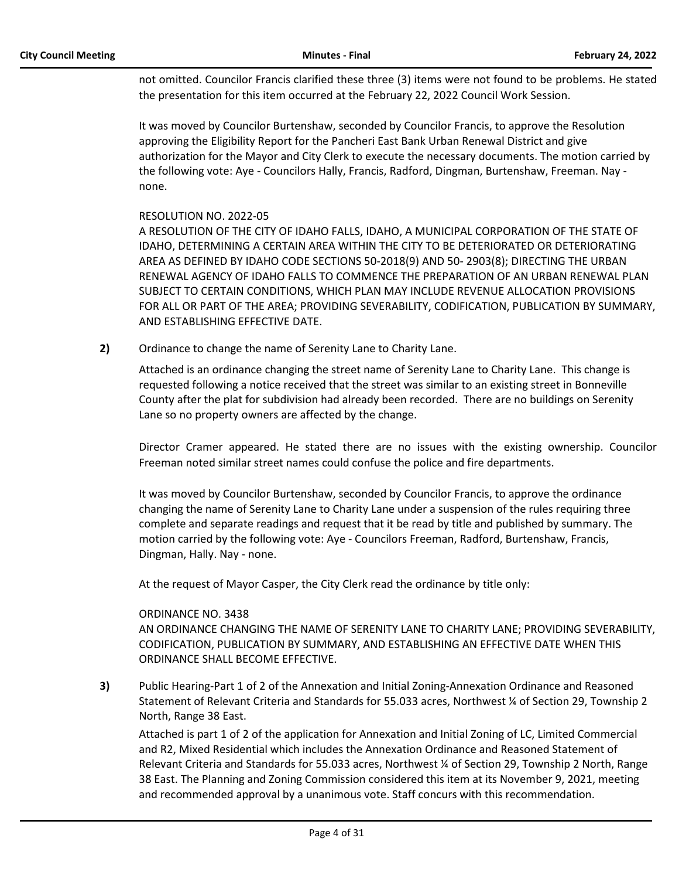not omitted. Councilor Francis clarified these three (3) items were not found to be problems. He stated the presentation for this item occurred at the February 22, 2022 Council Work Session.

It was moved by Councilor Burtenshaw, seconded by Councilor Francis, to approve the Resolution approving the Eligibility Report for the Pancheri East Bank Urban Renewal District and give authorization for the Mayor and City Clerk to execute the necessary documents. The motion carried by the following vote: Aye - Councilors Hally, Francis, Radford, Dingman, Burtenshaw, Freeman. Nay - none.

RESOLUTION NO. 2022-05
A RESOLUTION OF THE CITY OF IDAHO FALLS, IDAHO, A MUNICIPAL CORPORATION OF THE STATE OF IDAHO, DETERMINING A CERTAIN AREA WITHIN THE CITY TO BE DETERIORATED OR DETERIORATING AREA AS DEFINED BY IDAHO CODE SECTIONS 50-2018(9) AND 50- 2903(8); DIRECTING THE URBAN RENEWAL AGENCY OF IDAHO FALLS TO COMMENCE THE PREPARATION OF AN URBAN RENEWAL PLAN SUBJECT TO CERTAIN CONDITIONS, WHICH PLAN MAY INCLUDE REVENUE ALLOCATION PROVISIONS FOR ALL OR PART OF THE AREA; PROVIDING SEVERABILITY, CODIFICATION, PUBLICATION BY SUMMARY, AND ESTABLISHING EFFECTIVE DATE.

**2)** Ordinance to change the name of Serenity Lane to Charity Lane.

Attached is an ordinance changing the street name of Serenity Lane to Charity Lane. This change is requested following a notice received that the street was similar to an existing street in Bonneville County after the plat for subdivision had already been recorded. There are no buildings on Serenity Lane so no property owners are affected by the change.

Director Cramer appeared. He stated there are no issues with the existing ownership. Councilor Freeman noted similar street names could confuse the police and fire departments.

It was moved by Councilor Burtenshaw, seconded by Councilor Francis, to approve the ordinance changing the name of Serenity Lane to Charity Lane under a suspension of the rules requiring three complete and separate readings and request that it be read by title and published by summary. The motion carried by the following vote: Aye - Councilors Freeman, Radford, Burtenshaw, Francis, Dingman, Hally. Nay - none.

At the request of Mayor Casper, the City Clerk read the ordinance by title only:

ORDINANCE NO. 3438
AN ORDINANCE CHANGING THE NAME OF SERENITY LANE TO CHARITY LANE; PROVIDING SEVERABILITY, CODIFICATION, PUBLICATION BY SUMMARY, AND ESTABLISHING AN EFFECTIVE DATE WHEN THIS ORDINANCE SHALL BECOME EFFECTIVE.

**3)** Public Hearing-Part 1 of 2 of the Annexation and Initial Zoning-Annexation Ordinance and Reasoned Statement of Relevant Criteria and Standards for 55.033 acres, Northwest ¼ of Section 29, Township 2 North, Range 38 East.

Attached is part 1 of 2 of the application for Annexation and Initial Zoning of LC, Limited Commercial and R2, Mixed Residential which includes the Annexation Ordinance and Reasoned Statement of Relevant Criteria and Standards for 55.033 acres, Northwest ¼ of Section 29, Township 2 North, Range 38 East. The Planning and Zoning Commission considered this item at its November 9, 2021, meeting and recommended approval by a unanimous vote. Staff concurs with this recommendation.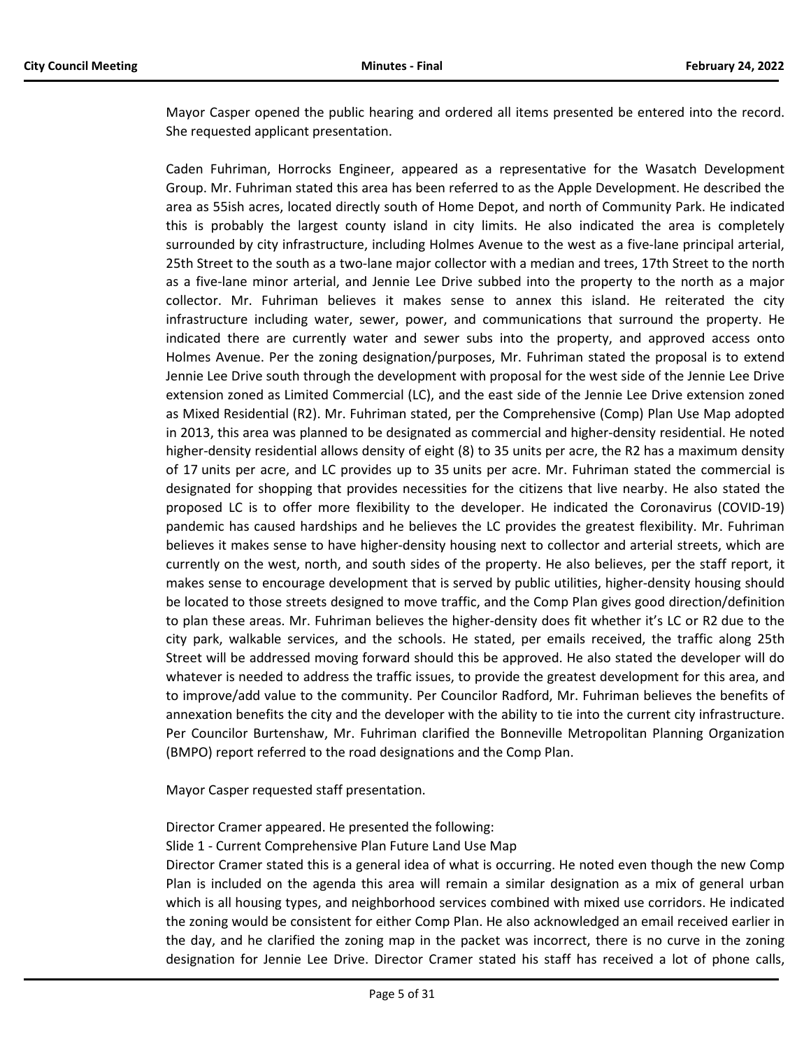Mayor Casper opened the public hearing and ordered all items presented be entered into the record. She requested applicant presentation.

Caden Fuhriman, Horrocks Engineer, appeared as a representative for the Wasatch Development Group. Mr. Fuhriman stated this area has been referred to as the Apple Development. He described the area as 55ish acres, located directly south of Home Depot, and north of Community Park. He indicated this is probably the largest county island in city limits. He also indicated the area is completely surrounded by city infrastructure, including Holmes Avenue to the west as a five-lane principal arterial, 25th Street to the south as a two-lane major collector with a median and trees, 17th Street to the north as a five-lane minor arterial, and Jennie Lee Drive subbed into the property to the north as a major collector. Mr. Fuhriman believes it makes sense to annex this island. He reiterated the city infrastructure including water, sewer, power, and communications that surround the property. He indicated there are currently water and sewer subs into the property, and approved access onto Holmes Avenue. Per the zoning designation/purposes, Mr. Fuhriman stated the proposal is to extend Jennie Lee Drive south through the development with proposal for the west side of the Jennie Lee Drive extension zoned as Limited Commercial (LC), and the east side of the Jennie Lee Drive extension zoned as Mixed Residential (R2). Mr. Fuhriman stated, per the Comprehensive (Comp) Plan Use Map adopted in 2013, this area was planned to be designated as commercial and higher-density residential. He noted higher-density residential allows density of eight (8) to 35 units per acre, the R2 has a maximum density of 17 units per acre, and LC provides up to 35 units per acre. Mr. Fuhriman stated the commercial is designated for shopping that provides necessities for the citizens that live nearby. He also stated the proposed LC is to offer more flexibility to the developer. He indicated the Coronavirus (COVID-19) pandemic has caused hardships and he believes the LC provides the greatest flexibility. Mr. Fuhriman believes it makes sense to have higher-density housing next to collector and arterial streets, which are currently on the west, north, and south sides of the property. He also believes, per the staff report, it makes sense to encourage development that is served by public utilities, higher-density housing should be located to those streets designed to move traffic, and the Comp Plan gives good direction/definition to plan these areas. Mr. Fuhriman believes the higher-density does fit whether it's LC or R2 due to the city park, walkable services, and the schools. He stated, per emails received, the traffic along 25th Street will be addressed moving forward should this be approved. He also stated the developer will do whatever is needed to address the traffic issues, to provide the greatest development for this area, and to improve/add value to the community. Per Councilor Radford, Mr. Fuhriman believes the benefits of annexation benefits the city and the developer with the ability to tie into the current city infrastructure. Per Councilor Burtenshaw, Mr. Fuhriman clarified the Bonneville Metropolitan Planning Organization (BMPO) report referred to the road designations and the Comp Plan.

Mayor Casper requested staff presentation.

Director Cramer appeared. He presented the following:

Slide 1 - Current Comprehensive Plan Future Land Use Map

Director Cramer stated this is a general idea of what is occurring. He noted even though the new Comp Plan is included on the agenda this area will remain a similar designation as a mix of general urban which is all housing types, and neighborhood services combined with mixed use corridors. He indicated the zoning would be consistent for either Comp Plan. He also acknowledged an email received earlier in the day, and he clarified the zoning map in the packet was incorrect, there is no curve in the zoning designation for Jennie Lee Drive. Director Cramer stated his staff has received a lot of phone calls,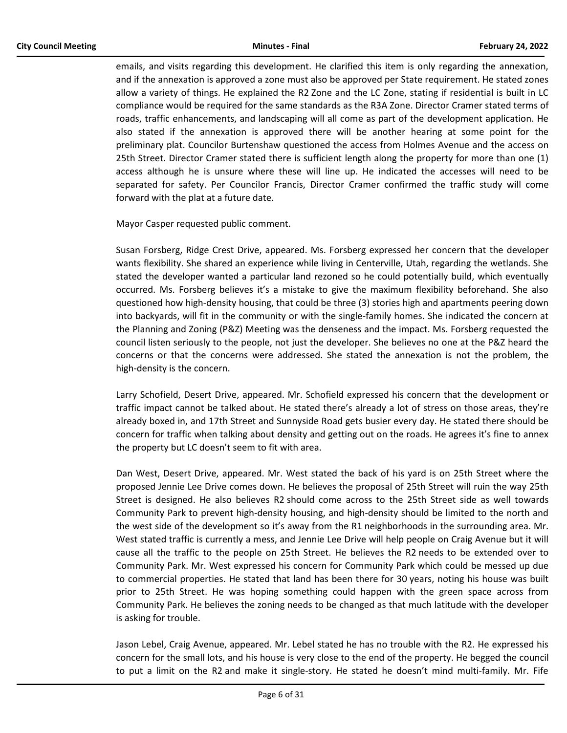emails, and visits regarding this development. He clarified this item is only regarding the annexation, and if the annexation is approved a zone must also be approved per State requirement. He stated zones allow a variety of things. He explained the R2 Zone and the LC Zone, stating if residential is built in LC compliance would be required for the same standards as the R3A Zone. Director Cramer stated terms of roads, traffic enhancements, and landscaping will all come as part of the development application. He also stated if the annexation is approved there will be another hearing at some point for the preliminary plat. Councilor Burtenshaw questioned the access from Holmes Avenue and the access on 25th Street. Director Cramer stated there is sufficient length along the property for more than one (1) access although he is unsure where these will line up. He indicated the accesses will need to be separated for safety. Per Councilor Francis, Director Cramer confirmed the traffic study will come forward with the plat at a future date.

Mayor Casper requested public comment.

Susan Forsberg, Ridge Crest Drive, appeared. Ms. Forsberg expressed her concern that the developer wants flexibility. She shared an experience while living in Centerville, Utah, regarding the wetlands. She stated the developer wanted a particular land rezoned so he could potentially build, which eventually occurred. Ms. Forsberg believes it's a mistake to give the maximum flexibility beforehand. She also questioned how high-density housing, that could be three (3) stories high and apartments peering down into backyards, will fit in the community or with the single-family homes. She indicated the concern at the Planning and Zoning (P&Z) Meeting was the denseness and the impact. Ms. Forsberg requested the council listen seriously to the people, not just the developer. She believes no one at the P&Z heard the concerns or that the concerns were addressed. She stated the annexation is not the problem, the high-density is the concern.

Larry Schofield, Desert Drive, appeared. Mr. Schofield expressed his concern that the development or traffic impact cannot be talked about. He stated there's already a lot of stress on those areas, they're already boxed in, and 17th Street and Sunnyside Road gets busier every day. He stated there should be concern for traffic when talking about density and getting out on the roads. He agrees it's fine to annex the property but LC doesn't seem to fit with area.

Dan West, Desert Drive, appeared. Mr. West stated the back of his yard is on 25th Street where the proposed Jennie Lee Drive comes down. He believes the proposal of 25th Street will ruin the way 25th Street is designed. He also believes R2 should come across to the 25th Street side as well towards Community Park to prevent high-density housing, and high-density should be limited to the north and the west side of the development so it's away from the R1 neighborhoods in the surrounding area. Mr. West stated traffic is currently a mess, and Jennie Lee Drive will help people on Craig Avenue but it will cause all the traffic to the people on 25th Street. He believes the R2 needs to be extended over to Community Park. Mr. West expressed his concern for Community Park which could be messed up due to commercial properties. He stated that land has been there for 30 years, noting his house was built prior to 25th Street. He was hoping something could happen with the green space across from Community Park. He believes the zoning needs to be changed as that much latitude with the developer is asking for trouble.

Jason Lebel, Craig Avenue, appeared. Mr. Lebel stated he has no trouble with the R2. He expressed his concern for the small lots, and his house is very close to the end of the property. He begged the council to put a limit on the R2 and make it single-story. He stated he doesn't mind multi-family. Mr. Fife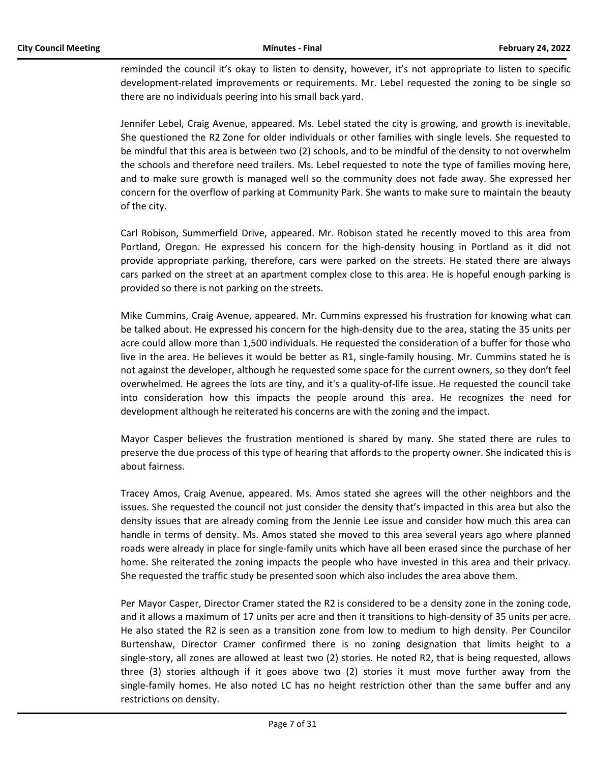reminded the council it's okay to listen to density, however, it's not appropriate to listen to specific development-related improvements or requirements. Mr. Lebel requested the zoning to be single so there are no individuals peering into his small back yard.

Jennifer Lebel, Craig Avenue, appeared. Ms. Lebel stated the city is growing, and growth is inevitable. She questioned the R2 Zone for older individuals or other families with single levels. She requested to be mindful that this area is between two (2) schools, and to be mindful of the density to not overwhelm the schools and therefore need trailers. Ms. Lebel requested to note the type of families moving here, and to make sure growth is managed well so the community does not fade away. She expressed her concern for the overflow of parking at Community Park. She wants to make sure to maintain the beauty of the city.

Carl Robison, Summerfield Drive, appeared. Mr. Robison stated he recently moved to this area from Portland, Oregon. He expressed his concern for the high-density housing in Portland as it did not provide appropriate parking, therefore, cars were parked on the streets. He stated there are always cars parked on the street at an apartment complex close to this area. He is hopeful enough parking is provided so there is not parking on the streets.

Mike Cummins, Craig Avenue, appeared. Mr. Cummins expressed his frustration for knowing what can be talked about. He expressed his concern for the high-density due to the area, stating the 35 units per acre could allow more than 1,500 individuals. He requested the consideration of a buffer for those who live in the area. He believes it would be better as R1, single-family housing. Mr. Cummins stated he is not against the developer, although he requested some space for the current owners, so they don't feel overwhelmed. He agrees the lots are tiny, and it's a quality-of-life issue. He requested the council take into consideration how this impacts the people around this area. He recognizes the need for development although he reiterated his concerns are with the zoning and the impact.

Mayor Casper believes the frustration mentioned is shared by many. She stated there are rules to preserve the due process of this type of hearing that affords to the property owner. She indicated this is about fairness.

Tracey Amos, Craig Avenue, appeared. Ms. Amos stated she agrees will the other neighbors and the issues. She requested the council not just consider the density that's impacted in this area but also the density issues that are already coming from the Jennie Lee issue and consider how much this area can handle in terms of density. Ms. Amos stated she moved to this area several years ago where planned roads were already in place for single-family units which have all been erased since the purchase of her home. She reiterated the zoning impacts the people who have invested in this area and their privacy. She requested the traffic study be presented soon which also includes the area above them.

Per Mayor Casper, Director Cramer stated the R2 is considered to be a density zone in the zoning code, and it allows a maximum of 17 units per acre and then it transitions to high-density of 35 units per acre. He also stated the R2 is seen as a transition zone from low to medium to high density. Per Councilor Burtenshaw, Director Cramer confirmed there is no zoning designation that limits height to a single-story, all zones are allowed at least two (2) stories. He noted R2, that is being requested, allows three (3) stories although if it goes above two (2) stories it must move further away from the single-family homes. He also noted LC has no height restriction other than the same buffer and any restrictions on density.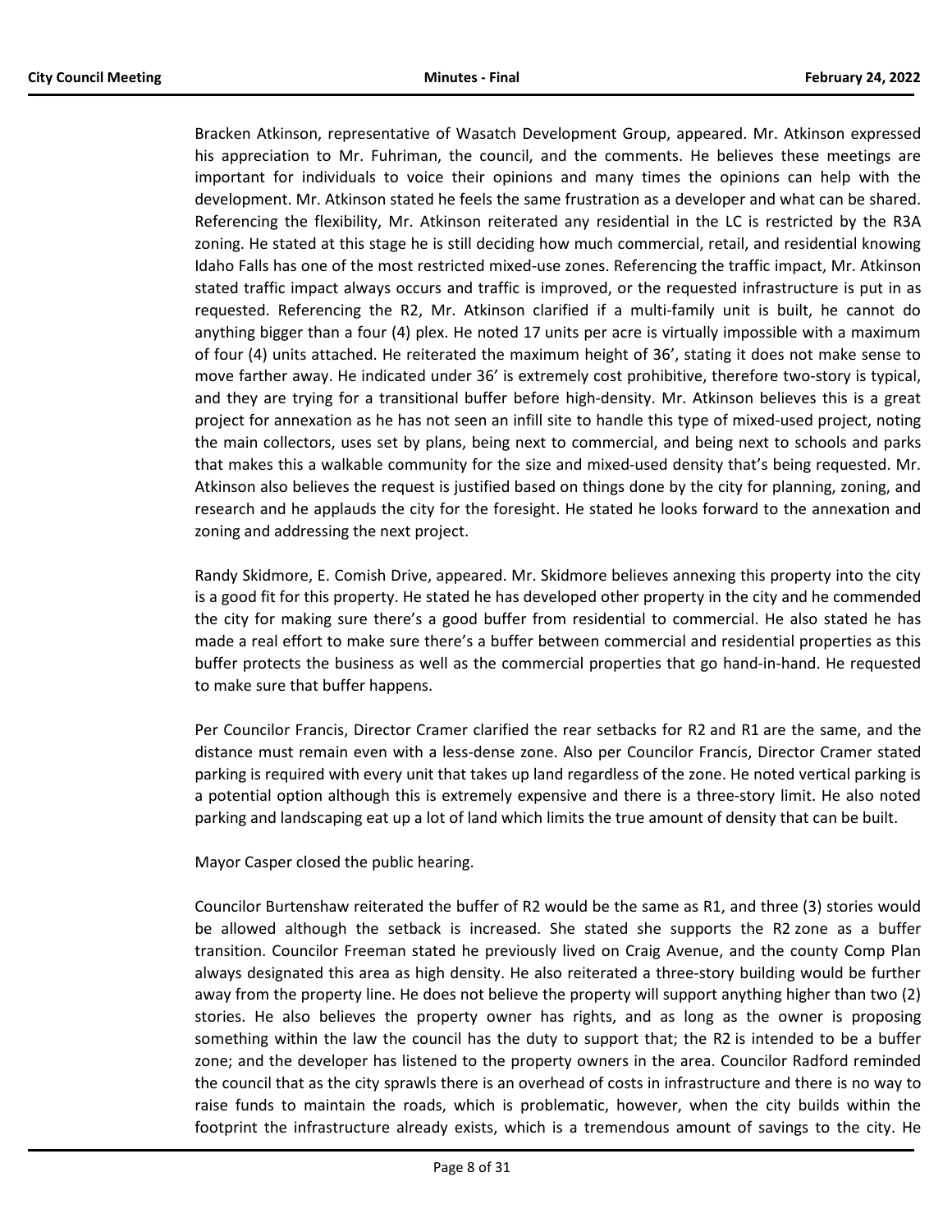Bracken Atkinson, representative of Wasatch Development Group, appeared. Mr. Atkinson expressed his appreciation to Mr. Fuhriman, the council, and the comments. He believes these meetings are important for individuals to voice their opinions and many times the opinions can help with the development. Mr. Atkinson stated he feels the same frustration as a developer and what can be shared. Referencing the flexibility, Mr. Atkinson reiterated any residential in the LC is restricted by the R3A zoning. He stated at this stage he is still deciding how much commercial, retail, and residential knowing Idaho Falls has one of the most restricted mixed-use zones. Referencing the traffic impact, Mr. Atkinson stated traffic impact always occurs and traffic is improved, or the requested infrastructure is put in as requested. Referencing the R2, Mr. Atkinson clarified if a multi-family unit is built, he cannot do anything bigger than a four (4) plex. He noted 17 units per acre is virtually impossible with a maximum of four (4) units attached. He reiterated the maximum height of 36', stating it does not make sense to move farther away. He indicated under 36' is extremely cost prohibitive, therefore two-story is typical, and they are trying for a transitional buffer before high-density. Mr. Atkinson believes this is a great project for annexation as he has not seen an infill site to handle this type of mixed-used project, noting the main collectors, uses set by plans, being next to commercial, and being next to schools and parks that makes this a walkable community for the size and mixed-used density that's being requested. Mr. Atkinson also believes the request is justified based on things done by the city for planning, zoning, and research and he applauds the city for the foresight. He stated he looks forward to the annexation and zoning and addressing the next project.

Randy Skidmore, E. Comish Drive, appeared. Mr. Skidmore believes annexing this property into the city is a good fit for this property. He stated he has developed other property in the city and he commended the city for making sure there's a good buffer from residential to commercial. He also stated he has made a real effort to make sure there's a buffer between commercial and residential properties as this buffer protects the business as well as the commercial properties that go hand-in-hand. He requested to make sure that buffer happens.

Per Councilor Francis, Director Cramer clarified the rear setbacks for R2 and R1 are the same, and the distance must remain even with a less-dense zone. Also per Councilor Francis, Director Cramer stated parking is required with every unit that takes up land regardless of the zone. He noted vertical parking is a potential option although this is extremely expensive and there is a three-story limit. He also noted parking and landscaping eat up a lot of land which limits the true amount of density that can be built.

Mayor Casper closed the public hearing.

Councilor Burtenshaw reiterated the buffer of R2 would be the same as R1, and three (3) stories would be allowed although the setback is increased. She stated she supports the R2 zone as a buffer transition. Councilor Freeman stated he previously lived on Craig Avenue, and the county Comp Plan always designated this area as high density. He also reiterated a three-story building would be further away from the property line. He does not believe the property will support anything higher than two (2) stories. He also believes the property owner has rights, and as long as the owner is proposing something within the law the council has the duty to support that; the R2 is intended to be a buffer zone; and the developer has listened to the property owners in the area. Councilor Radford reminded the council that as the city sprawls there is an overhead of costs in infrastructure and there is no way to raise funds to maintain the roads, which is problematic, however, when the city builds within the footprint the infrastructure already exists, which is a tremendous amount of savings to the city. He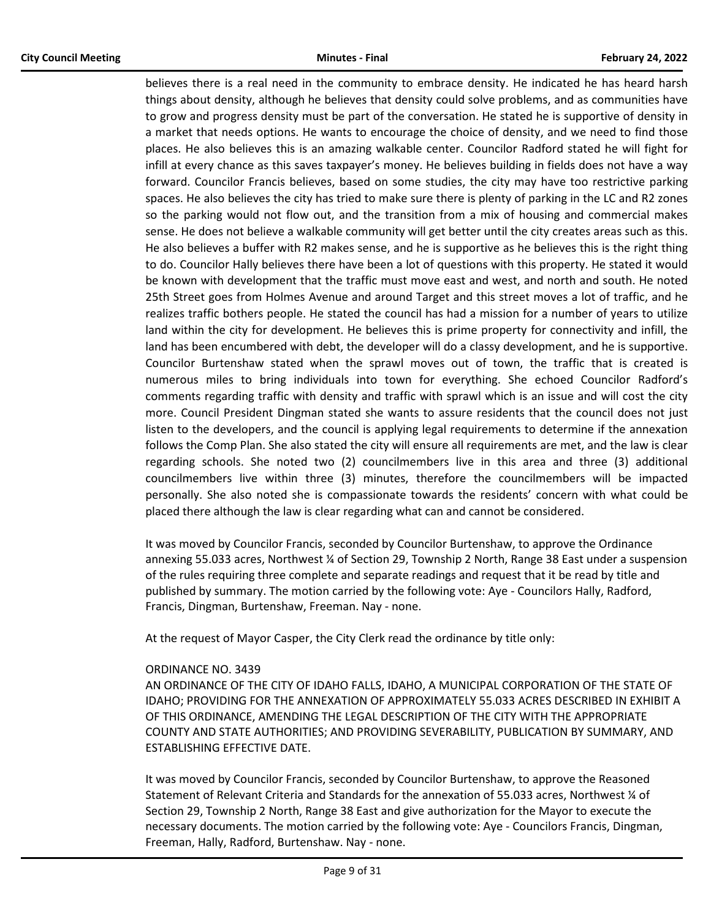believes there is a real need in the community to embrace density. He indicated he has heard harsh things about density, although he believes that density could solve problems, and as communities have to grow and progress density must be part of the conversation. He stated he is supportive of density in a market that needs options. He wants to encourage the choice of density, and we need to find those places. He also believes this is an amazing walkable center. Councilor Radford stated he will fight for infill at every chance as this saves taxpayer's money. He believes building in fields does not have a way forward. Councilor Francis believes, based on some studies, the city may have too restrictive parking spaces. He also believes the city has tried to make sure there is plenty of parking in the LC and R2 zones so the parking would not flow out, and the transition from a mix of housing and commercial makes sense. He does not believe a walkable community will get better until the city creates areas such as this. He also believes a buffer with R2 makes sense, and he is supportive as he believes this is the right thing to do. Councilor Hally believes there have been a lot of questions with this property. He stated it would be known with development that the traffic must move east and west, and north and south. He noted 25th Street goes from Holmes Avenue and around Target and this street moves a lot of traffic, and he realizes traffic bothers people. He stated the council has had a mission for a number of years to utilize land within the city for development. He believes this is prime property for connectivity and infill, the land has been encumbered with debt, the developer will do a classy development, and he is supportive. Councilor Burtenshaw stated when the sprawl moves out of town, the traffic that is created is numerous miles to bring individuals into town for everything. She echoed Councilor Radford's comments regarding traffic with density and traffic with sprawl which is an issue and will cost the city more. Council President Dingman stated she wants to assure residents that the council does not just listen to the developers, and the council is applying legal requirements to determine if the annexation follows the Comp Plan. She also stated the city will ensure all requirements are met, and the law is clear regarding schools. She noted two (2) councilmembers live in this area and three (3) additional councilmembers live within three (3) minutes, therefore the councilmembers will be impacted personally. She also noted she is compassionate towards the residents' concern with what could be placed there although the law is clear regarding what can and cannot be considered.

It was moved by Councilor Francis, seconded by Councilor Burtenshaw, to approve the Ordinance annexing 55.033 acres, Northwest ¼ of Section 29, Township 2 North, Range 38 East under a suspension of the rules requiring three complete and separate readings and request that it be read by title and published by summary. The motion carried by the following vote: Aye - Councilors Hally, Radford, Francis, Dingman, Burtenshaw, Freeman. Nay - none.

At the request of Mayor Casper, the City Clerk read the ordinance by title only:

ORDINANCE NO. 3439
AN ORDINANCE OF THE CITY OF IDAHO FALLS, IDAHO, A MUNICIPAL CORPORATION OF THE STATE OF IDAHO; PROVIDING FOR THE ANNEXATION OF APPROXIMATELY 55.033 ACRES DESCRIBED IN EXHIBIT A OF THIS ORDINANCE, AMENDING THE LEGAL DESCRIPTION OF THE CITY WITH THE APPROPRIATE COUNTY AND STATE AUTHORITIES; AND PROVIDING SEVERABILITY, PUBLICATION BY SUMMARY, AND ESTABLISHING EFFECTIVE DATE.

It was moved by Councilor Francis, seconded by Councilor Burtenshaw, to approve the Reasoned Statement of Relevant Criteria and Standards for the annexation of 55.033 acres, Northwest ¼ of Section 29, Township 2 North, Range 38 East and give authorization for the Mayor to execute the necessary documents. The motion carried by the following vote: Aye - Councilors Francis, Dingman, Freeman, Hally, Radford, Burtenshaw. Nay - none.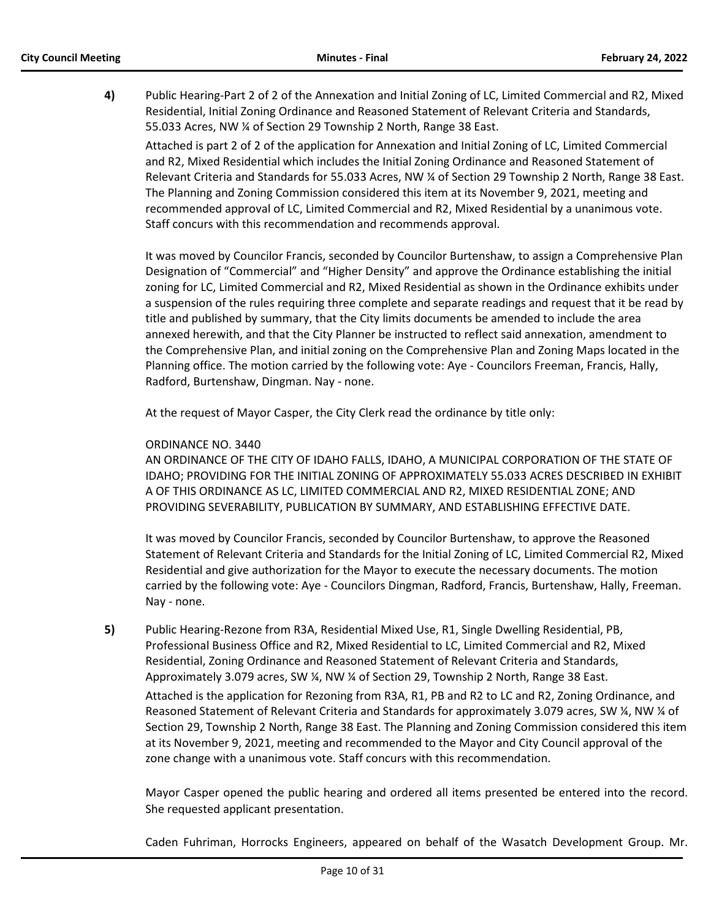**4)** Public Hearing-Part 2 of 2 of the Annexation and Initial Zoning of LC, Limited Commercial and R2, Mixed Residential, Initial Zoning Ordinance and Reasoned Statement of Relevant Criteria and Standards, 55.033 Acres, NW ¼ of Section 29 Township 2 North, Range 38 East.

Attached is part 2 of 2 of the application for Annexation and Initial Zoning of LC, Limited Commercial and R2, Mixed Residential which includes the Initial Zoning Ordinance and Reasoned Statement of Relevant Criteria and Standards for 55.033 Acres, NW ¼ of Section 29 Township 2 North, Range 38 East. The Planning and Zoning Commission considered this item at its November 9, 2021, meeting and recommended approval of LC, Limited Commercial and R2, Mixed Residential by a unanimous vote. Staff concurs with this recommendation and recommends approval.

It was moved by Councilor Francis, seconded by Councilor Burtenshaw, to assign a Comprehensive Plan Designation of "Commercial" and "Higher Density" and approve the Ordinance establishing the initial zoning for LC, Limited Commercial and R2, Mixed Residential as shown in the Ordinance exhibits under a suspension of the rules requiring three complete and separate readings and request that it be read by title and published by summary, that the City limits documents be amended to include the area annexed herewith, and that the City Planner be instructed to reflect said annexation, amendment to the Comprehensive Plan, and initial zoning on the Comprehensive Plan and Zoning Maps located in the Planning office. The motion carried by the following vote: Aye - Councilors Freeman, Francis, Hally, Radford, Burtenshaw, Dingman. Nay - none.

At the request of Mayor Casper, the City Clerk read the ordinance by title only:

ORDINANCE NO. 3440
AN ORDINANCE OF THE CITY OF IDAHO FALLS, IDAHO, A MUNICIPAL CORPORATION OF THE STATE OF IDAHO; PROVIDING FOR THE INITIAL ZONING OF APPROXIMATELY 55.033 ACRES DESCRIBED IN EXHIBIT A OF THIS ORDINANCE AS LC, LIMITED COMMERCIAL AND R2, MIXED RESIDENTIAL ZONE; AND PROVIDING SEVERABILITY, PUBLICATION BY SUMMARY, AND ESTABLISHING EFFECTIVE DATE.

It was moved by Councilor Francis, seconded by Councilor Burtenshaw, to approve the Reasoned Statement of Relevant Criteria and Standards for the Initial Zoning of LC, Limited Commercial R2, Mixed Residential and give authorization for the Mayor to execute the necessary documents. The motion carried by the following vote: Aye - Councilors Dingman, Radford, Francis, Burtenshaw, Hally, Freeman. Nay - none.

**5)** Public Hearing-Rezone from R3A, Residential Mixed Use, R1, Single Dwelling Residential, PB, Professional Business Office and R2, Mixed Residential to LC, Limited Commercial and R2, Mixed Residential, Zoning Ordinance and Reasoned Statement of Relevant Criteria and Standards, Approximately 3.079 acres, SW ¼, NW ¼ of Section 29, Township 2 North, Range 38 East.

Attached is the application for Rezoning from R3A, R1, PB and R2 to LC and R2, Zoning Ordinance, and Reasoned Statement of Relevant Criteria and Standards for approximately 3.079 acres, SW ¼, NW ¼ of Section 29, Township 2 North, Range 38 East. The Planning and Zoning Commission considered this item at its November 9, 2021, meeting and recommended to the Mayor and City Council approval of the zone change with a unanimous vote. Staff concurs with this recommendation.

Mayor Casper opened the public hearing and ordered all items presented be entered into the record. She requested applicant presentation.

Caden Fuhriman, Horrocks Engineers, appeared on behalf of the Wasatch Development Group. Mr.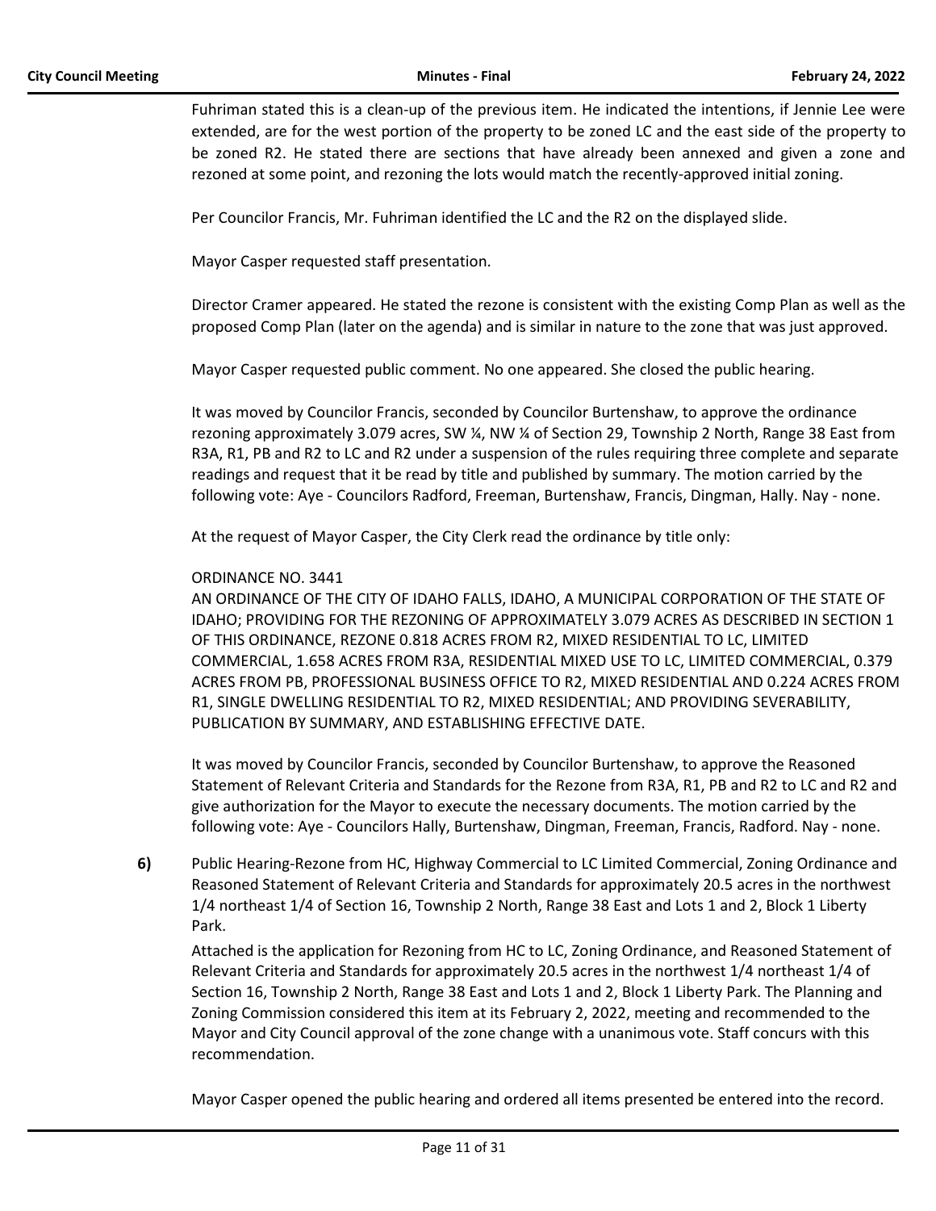Fuhriman stated this is a clean-up of the previous item. He indicated the intentions, if Jennie Lee were extended, are for the west portion of the property to be zoned LC and the east side of the property to be zoned R2. He stated there are sections that have already been annexed and given a zone and rezoned at some point, and rezoning the lots would match the recently-approved initial zoning.

Per Councilor Francis, Mr. Fuhriman identified the LC and the R2 on the displayed slide.

Mayor Casper requested staff presentation.

Director Cramer appeared. He stated the rezone is consistent with the existing Comp Plan as well as the proposed Comp Plan (later on the agenda) and is similar in nature to the zone that was just approved.

Mayor Casper requested public comment. No one appeared. She closed the public hearing.

It was moved by Councilor Francis, seconded by Councilor Burtenshaw, to approve the ordinance rezoning approximately 3.079 acres, SW ¼, NW ¼ of Section 29, Township 2 North, Range 38 East from R3A, R1, PB and R2 to LC and R2 under a suspension of the rules requiring three complete and separate readings and request that it be read by title and published by summary. The motion carried by the following vote: Aye - Councilors Radford, Freeman, Burtenshaw, Francis, Dingman, Hally. Nay - none.

At the request of Mayor Casper, the City Clerk read the ordinance by title only:

ORDINANCE NO. 3441
AN ORDINANCE OF THE CITY OF IDAHO FALLS, IDAHO, A MUNICIPAL CORPORATION OF THE STATE OF IDAHO; PROVIDING FOR THE REZONING OF APPROXIMATELY 3.079 ACRES AS DESCRIBED IN SECTION 1 OF THIS ORDINANCE, REZONE 0.818 ACRES FROM R2, MIXED RESIDENTIAL TO LC, LIMITED COMMERCIAL, 1.658 ACRES FROM R3A, RESIDENTIAL MIXED USE TO LC, LIMITED COMMERCIAL, 0.379 ACRES FROM PB, PROFESSIONAL BUSINESS OFFICE TO R2, MIXED RESIDENTIAL AND 0.224 ACRES FROM R1, SINGLE DWELLING RESIDENTIAL TO R2, MIXED RESIDENTIAL; AND PROVIDING SEVERABILITY, PUBLICATION BY SUMMARY, AND ESTABLISHING EFFECTIVE DATE.

It was moved by Councilor Francis, seconded by Councilor Burtenshaw, to approve the Reasoned Statement of Relevant Criteria and Standards for the Rezone from R3A, R1, PB and R2 to LC and R2 and give authorization for the Mayor to execute the necessary documents. The motion carried by the following vote: Aye - Councilors Hally, Burtenshaw, Dingman, Freeman, Francis, Radford. Nay - none.

**6)** Public Hearing-Rezone from HC, Highway Commercial to LC Limited Commercial, Zoning Ordinance and Reasoned Statement of Relevant Criteria and Standards for approximately 20.5 acres in the northwest 1/4 northeast 1/4 of Section 16, Township 2 North, Range 38 East and Lots 1 and 2, Block 1 Liberty Park.

Attached is the application for Rezoning from HC to LC, Zoning Ordinance, and Reasoned Statement of Relevant Criteria and Standards for approximately 20.5 acres in the northwest 1/4 northeast 1/4 of Section 16, Township 2 North, Range 38 East and Lots 1 and 2, Block 1 Liberty Park. The Planning and Zoning Commission considered this item at its February 2, 2022, meeting and recommended to the Mayor and City Council approval of the zone change with a unanimous vote. Staff concurs with this recommendation.

Mayor Casper opened the public hearing and ordered all items presented be entered into the record.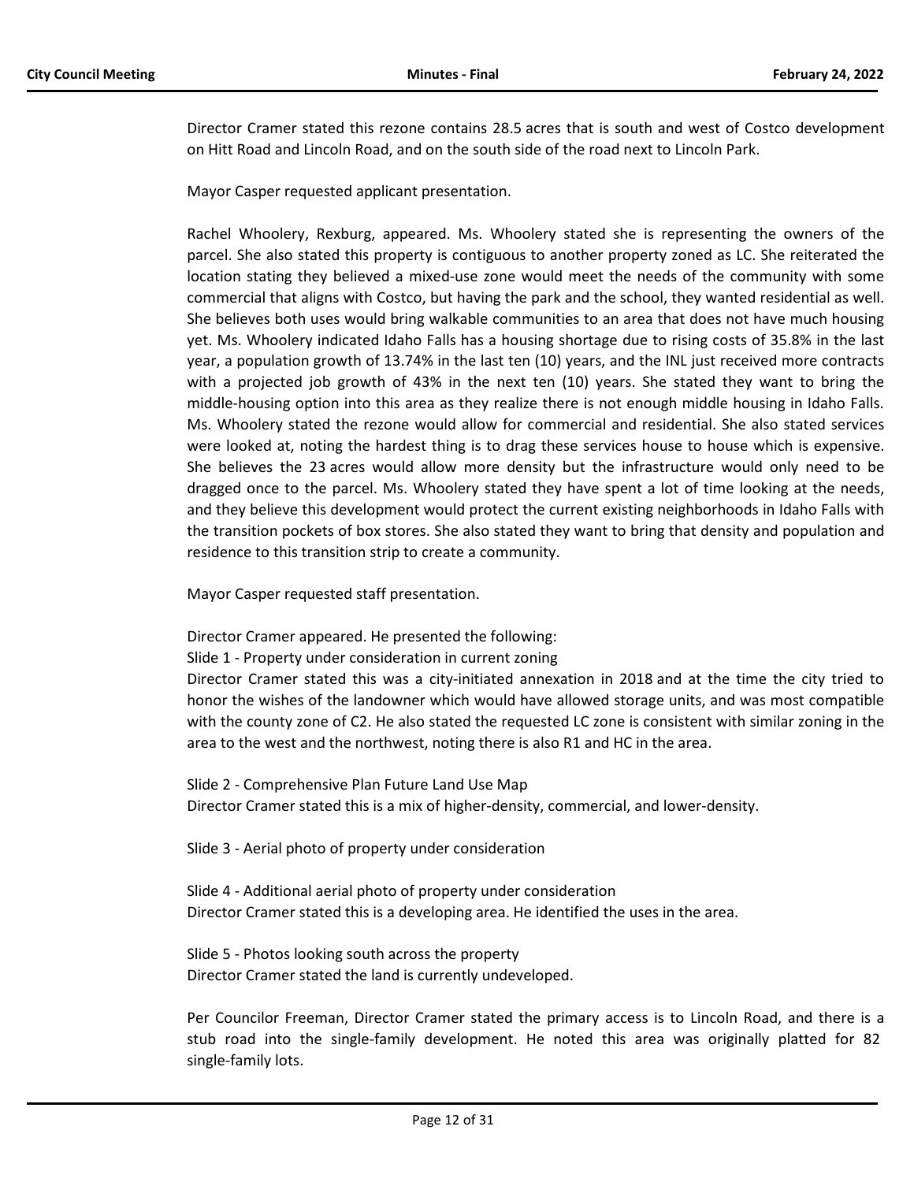Director Cramer stated this rezone contains 28.5 acres that is south and west of Costco development on Hitt Road and Lincoln Road, and on the south side of the road next to Lincoln Park.

Mayor Casper requested applicant presentation.

Rachel Whoolery, Rexburg, appeared. Ms. Whoolery stated she is representing the owners of the parcel. She also stated this property is contiguous to another property zoned as LC. She reiterated the location stating they believed a mixed-use zone would meet the needs of the community with some commercial that aligns with Costco, but having the park and the school, they wanted residential as well. She believes both uses would bring walkable communities to an area that does not have much housing yet. Ms. Whoolery indicated Idaho Falls has a housing shortage due to rising costs of 35.8% in the last year, a population growth of 13.74% in the last ten (10) years, and the INL just received more contracts with a projected job growth of 43% in the next ten (10) years. She stated they want to bring the middle-housing option into this area as they realize there is not enough middle housing in Idaho Falls. Ms. Whoolery stated the rezone would allow for commercial and residential. She also stated services were looked at, noting the hardest thing is to drag these services house to house which is expensive. She believes the 23 acres would allow more density but the infrastructure would only need to be dragged once to the parcel. Ms. Whoolery stated they have spent a lot of time looking at the needs, and they believe this development would protect the current existing neighborhoods in Idaho Falls with the transition pockets of box stores. She also stated they want to bring that density and population and residence to this transition strip to create a community.

Mayor Casper requested staff presentation.

Director Cramer appeared. He presented the following:

Slide 1 - Property under consideration in current zoning

Director Cramer stated this was a city-initiated annexation in 2018 and at the time the city tried to honor the wishes of the landowner which would have allowed storage units, and was most compatible with the county zone of C2. He also stated the requested LC zone is consistent with similar zoning in the area to the west and the northwest, noting there is also R1 and HC in the area.

Slide 2 - Comprehensive Plan Future Land Use Map

Director Cramer stated this is a mix of higher-density, commercial, and lower-density.

Slide 3 - Aerial photo of property under consideration

Slide 4 - Additional aerial photo of property under consideration

Director Cramer stated this is a developing area. He identified the uses in the area.

Slide 5 - Photos looking south across the property

Director Cramer stated the land is currently undeveloped.

Per Councilor Freeman, Director Cramer stated the primary access is to Lincoln Road, and there is a stub road into the single-family development. He noted this area was originally platted for 82 single-family lots.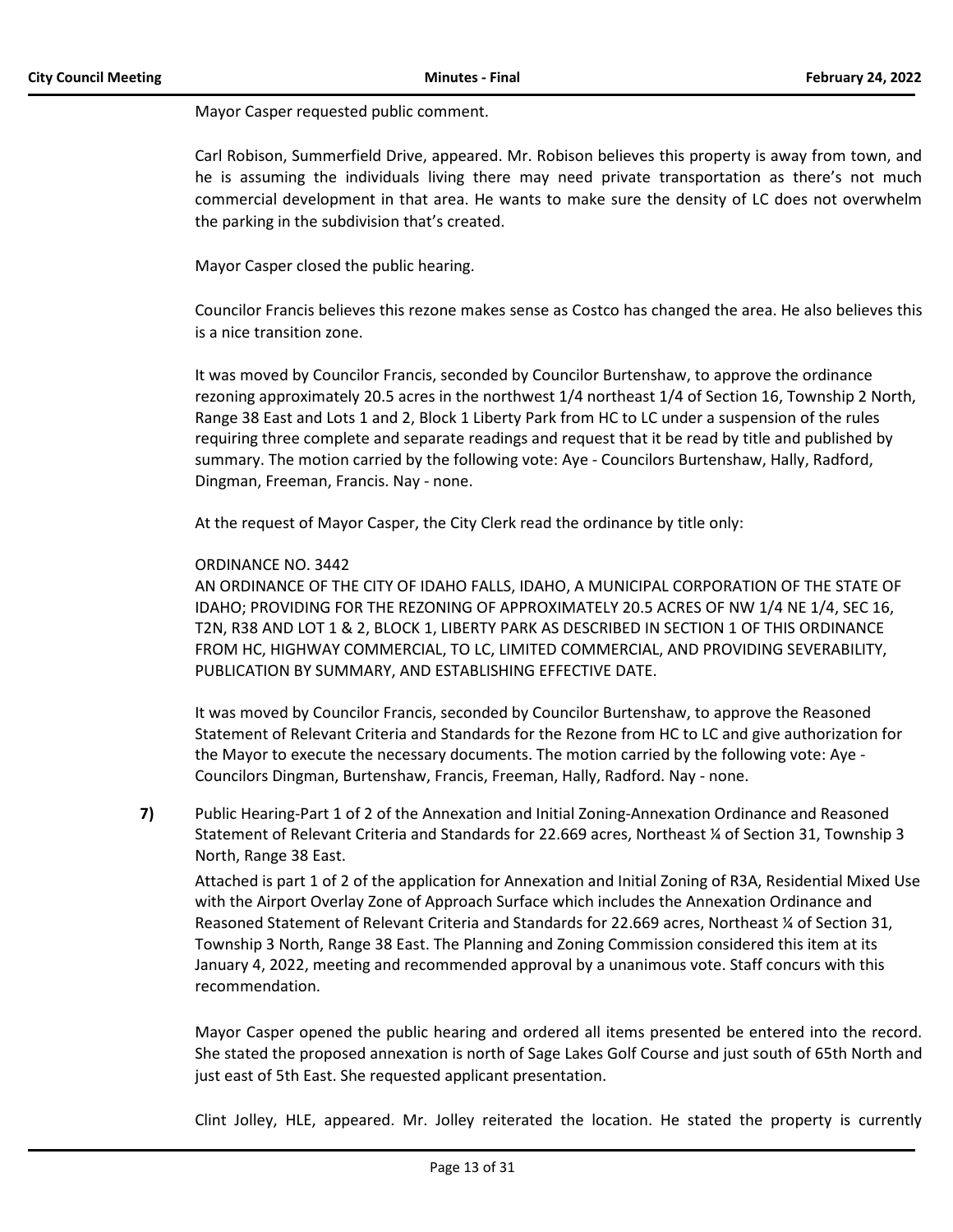Mayor Casper requested public comment.

Carl Robison, Summerfield Drive, appeared. Mr. Robison believes this property is away from town, and he is assuming the individuals living there may need private transportation as there's not much commercial development in that area. He wants to make sure the density of LC does not overwhelm the parking in the subdivision that's created.

Mayor Casper closed the public hearing.

Councilor Francis believes this rezone makes sense as Costco has changed the area. He also believes this is a nice transition zone.

It was moved by Councilor Francis, seconded by Councilor Burtenshaw, to approve the ordinance rezoning approximately 20.5 acres in the northwest 1/4 northeast 1/4 of Section 16, Township 2 North, Range 38 East and Lots 1 and 2, Block 1 Liberty Park from HC to LC under a suspension of the rules requiring three complete and separate readings and request that it be read by title and published by summary. The motion carried by the following vote: Aye - Councilors Burtenshaw, Hally, Radford, Dingman, Freeman, Francis. Nay - none.

At the request of Mayor Casper, the City Clerk read the ordinance by title only:

ORDINANCE NO. 3442
AN ORDINANCE OF THE CITY OF IDAHO FALLS, IDAHO, A MUNICIPAL CORPORATION OF THE STATE OF IDAHO; PROVIDING FOR THE REZONING OF APPROXIMATELY 20.5 ACRES OF NW 1/4 NE 1/4, SEC 16, T2N, R38 AND LOT 1 & 2, BLOCK 1, LIBERTY PARK AS DESCRIBED IN SECTION 1 OF THIS ORDINANCE FROM HC, HIGHWAY COMMERCIAL, TO LC, LIMITED COMMERCIAL, AND PROVIDING SEVERABILITY, PUBLICATION BY SUMMARY, AND ESTABLISHING EFFECTIVE DATE.

It was moved by Councilor Francis, seconded by Councilor Burtenshaw, to approve the Reasoned Statement of Relevant Criteria and Standards for the Rezone from HC to LC and give authorization for the Mayor to execute the necessary documents. The motion carried by the following vote: Aye - Councilors Dingman, Burtenshaw, Francis, Freeman, Hally, Radford. Nay - none.

**7)** Public Hearing-Part 1 of 2 of the Annexation and Initial Zoning-Annexation Ordinance and Reasoned Statement of Relevant Criteria and Standards for 22.669 acres, Northeast ¼ of Section 31, Township 3 North, Range 38 East.

Attached is part 1 of 2 of the application for Annexation and Initial Zoning of R3A, Residential Mixed Use with the Airport Overlay Zone of Approach Surface which includes the Annexation Ordinance and Reasoned Statement of Relevant Criteria and Standards for 22.669 acres, Northeast ¼ of Section 31, Township 3 North, Range 38 East. The Planning and Zoning Commission considered this item at its January 4, 2022, meeting and recommended approval by a unanimous vote. Staff concurs with this recommendation.

Mayor Casper opened the public hearing and ordered all items presented be entered into the record. She stated the proposed annexation is north of Sage Lakes Golf Course and just south of 65th North and just east of 5th East. She requested applicant presentation.

Clint Jolley, HLE, appeared. Mr. Jolley reiterated the location. He stated the property is currently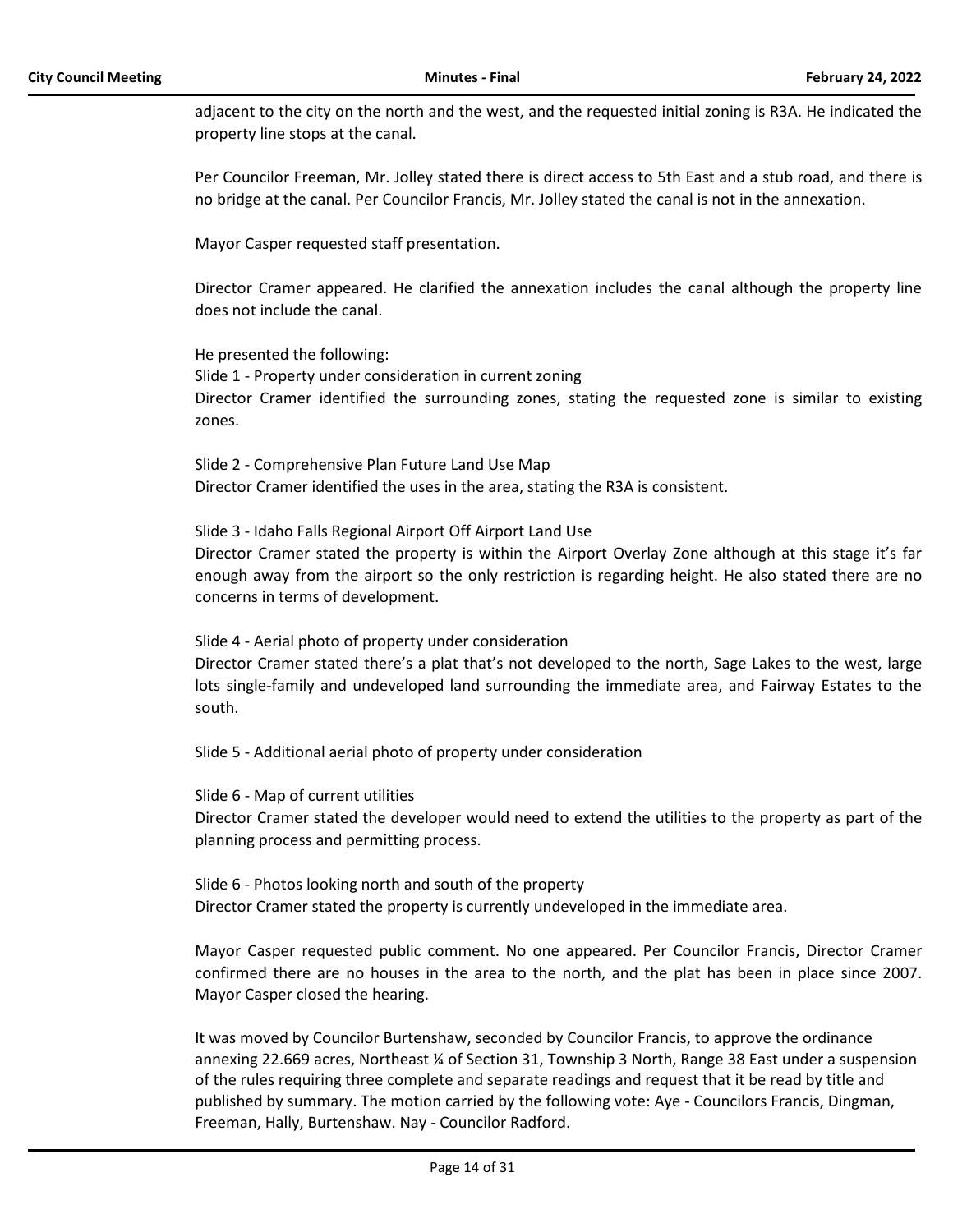adjacent to the city on the north and the west, and the requested initial zoning is R3A. He indicated the property line stops at the canal.

Per Councilor Freeman, Mr. Jolley stated there is direct access to 5th East and a stub road, and there is no bridge at the canal. Per Councilor Francis, Mr. Jolley stated the canal is not in the annexation.

Mayor Casper requested staff presentation.

Director Cramer appeared. He clarified the annexation includes the canal although the property line does not include the canal.

He presented the following:
Slide 1 - Property under consideration in current zoning
Director Cramer identified the surrounding zones, stating the requested zone is similar to existing zones.

Slide 2 - Comprehensive Plan Future Land Use Map
Director Cramer identified the uses in the area, stating the R3A is consistent.

Slide 3 - Idaho Falls Regional Airport Off Airport Land Use
Director Cramer stated the property is within the Airport Overlay Zone although at this stage it's far enough away from the airport so the only restriction is regarding height. He also stated there are no concerns in terms of development.

Slide 4 - Aerial photo of property under consideration
Director Cramer stated there's a plat that's not developed to the north, Sage Lakes to the west, large lots single-family and undeveloped land surrounding the immediate area, and Fairway Estates to the south.

Slide 5 - Additional aerial photo of property under consideration

Slide 6 - Map of current utilities
Director Cramer stated the developer would need to extend the utilities to the property as part of the planning process and permitting process.

Slide 6 - Photos looking north and south of the property
Director Cramer stated the property is currently undeveloped in the immediate area.

Mayor Casper requested public comment. No one appeared. Per Councilor Francis, Director Cramer confirmed there are no houses in the area to the north, and the plat has been in place since 2007. Mayor Casper closed the hearing.

It was moved by Councilor Burtenshaw, seconded by Councilor Francis, to approve the ordinance annexing 22.669 acres, Northeast ¼ of Section 31, Township 3 North, Range 38 East under a suspension of the rules requiring three complete and separate readings and request that it be read by title and published by summary. The motion carried by the following vote: Aye - Councilors Francis, Dingman, Freeman, Hally, Burtenshaw. Nay - Councilor Radford.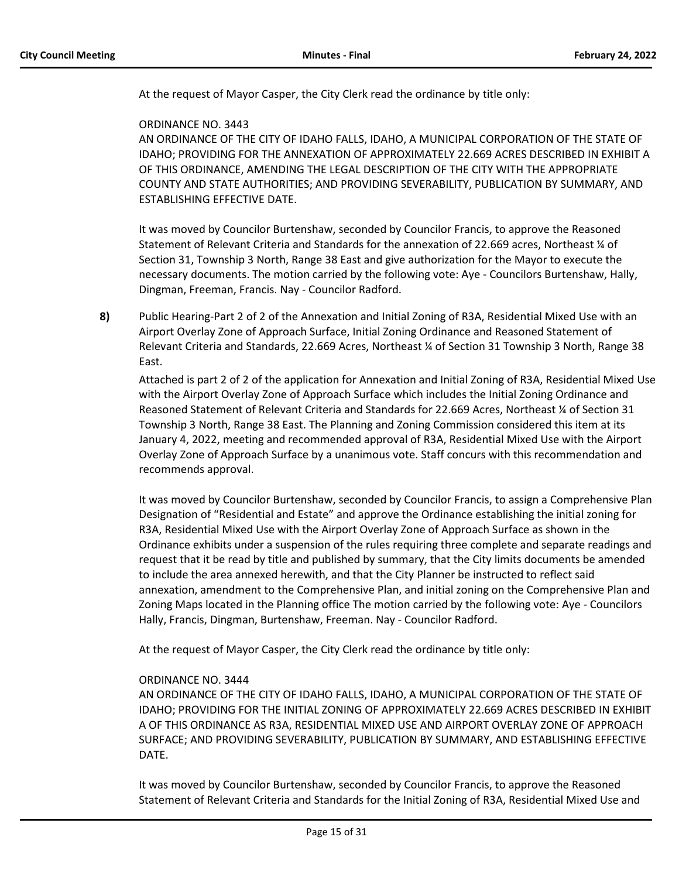At the request of Mayor Casper, the City Clerk read the ordinance by title only:

ORDINANCE NO. 3443
AN ORDINANCE OF THE CITY OF IDAHO FALLS, IDAHO, A MUNICIPAL CORPORATION OF THE STATE OF IDAHO; PROVIDING FOR THE ANNEXATION OF APPROXIMATELY 22.669 ACRES DESCRIBED IN EXHIBIT A OF THIS ORDINANCE, AMENDING THE LEGAL DESCRIPTION OF THE CITY WITH THE APPROPRIATE COUNTY AND STATE AUTHORITIES; AND PROVIDING SEVERABILITY, PUBLICATION BY SUMMARY, AND ESTABLISHING EFFECTIVE DATE.

It was moved by Councilor Burtenshaw, seconded by Councilor Francis, to approve the Reasoned Statement of Relevant Criteria and Standards for the annexation of 22.669 acres, Northeast ¼ of Section 31, Township 3 North, Range 38 East and give authorization for the Mayor to execute the necessary documents. The motion carried by the following vote: Aye - Councilors Burtenshaw, Hally, Dingman, Freeman, Francis. Nay - Councilor Radford.

**8)** Public Hearing-Part 2 of 2 of the Annexation and Initial Zoning of R3A, Residential Mixed Use with an Airport Overlay Zone of Approach Surface, Initial Zoning Ordinance and Reasoned Statement of Relevant Criteria and Standards, 22.669 Acres, Northeast ¼ of Section 31 Township 3 North, Range 38 East.

Attached is part 2 of 2 of the application for Annexation and Initial Zoning of R3A, Residential Mixed Use with the Airport Overlay Zone of Approach Surface which includes the Initial Zoning Ordinance and Reasoned Statement of Relevant Criteria and Standards for 22.669 Acres, Northeast ¼ of Section 31 Township 3 North, Range 38 East. The Planning and Zoning Commission considered this item at its January 4, 2022, meeting and recommended approval of R3A, Residential Mixed Use with the Airport Overlay Zone of Approach Surface by a unanimous vote. Staff concurs with this recommendation and recommends approval.

It was moved by Councilor Burtenshaw, seconded by Councilor Francis, to assign a Comprehensive Plan Designation of "Residential and Estate" and approve the Ordinance establishing the initial zoning for R3A, Residential Mixed Use with the Airport Overlay Zone of Approach Surface as shown in the Ordinance exhibits under a suspension of the rules requiring three complete and separate readings and request that it be read by title and published by summary, that the City limits documents be amended to include the area annexed herewith, and that the City Planner be instructed to reflect said annexation, amendment to the Comprehensive Plan, and initial zoning on the Comprehensive Plan and Zoning Maps located in the Planning office The motion carried by the following vote: Aye - Councilors Hally, Francis, Dingman, Burtenshaw, Freeman. Nay - Councilor Radford.

At the request of Mayor Casper, the City Clerk read the ordinance by title only:

ORDINANCE NO. 3444
AN ORDINANCE OF THE CITY OF IDAHO FALLS, IDAHO, A MUNICIPAL CORPORATION OF THE STATE OF IDAHO; PROVIDING FOR THE INITIAL ZONING OF APPROXIMATELY 22.669 ACRES DESCRIBED IN EXHIBIT A OF THIS ORDINANCE AS R3A, RESIDENTIAL MIXED USE AND AIRPORT OVERLAY ZONE OF APPROACH SURFACE; AND PROVIDING SEVERABILITY, PUBLICATION BY SUMMARY, AND ESTABLISHING EFFECTIVE DATE.

It was moved by Councilor Burtenshaw, seconded by Councilor Francis, to approve the Reasoned Statement of Relevant Criteria and Standards for the Initial Zoning of R3A, Residential Mixed Use and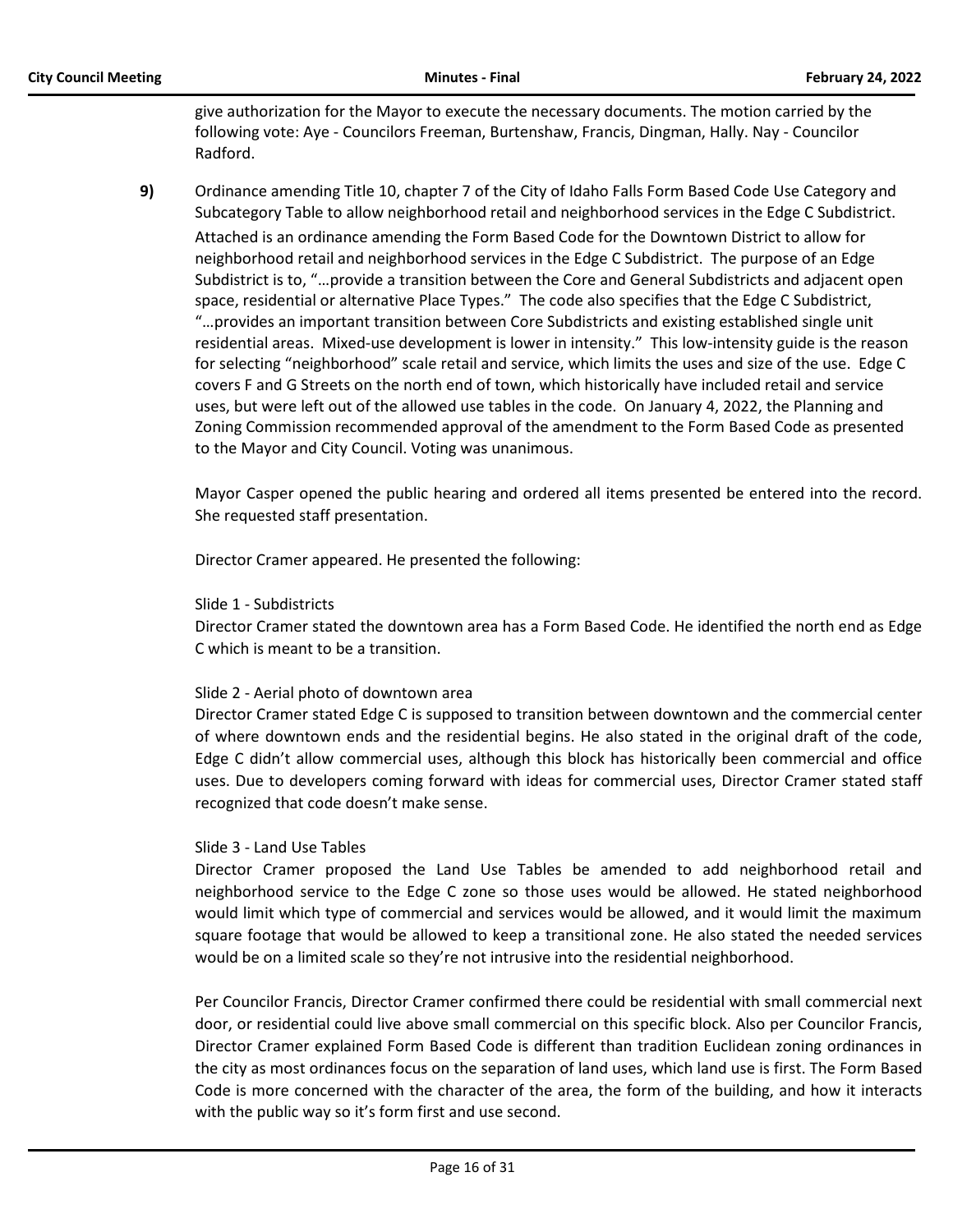give authorization for the Mayor to execute the necessary documents. The motion carried by the following vote: Aye - Councilors Freeman, Burtenshaw, Francis, Dingman, Hally. Nay - Councilor Radford.

**9)** Ordinance amending Title 10, chapter 7 of the City of Idaho Falls Form Based Code Use Category and Subcategory Table to allow neighborhood retail and neighborhood services in the Edge C Subdistrict.

Attached is an ordinance amending the Form Based Code for the Downtown District to allow for neighborhood retail and neighborhood services in the Edge C Subdistrict. The purpose of an Edge Subdistrict is to, "…provide a transition between the Core and General Subdistricts and adjacent open space, residential or alternative Place Types." The code also specifies that the Edge C Subdistrict, "…provides an important transition between Core Subdistricts and existing established single unit residential areas. Mixed-use development is lower in intensity." This low-intensity guide is the reason for selecting "neighborhood" scale retail and service, which limits the uses and size of the use. Edge C covers F and G Streets on the north end of town, which historically have included retail and service uses, but were left out of the allowed use tables in the code. On January 4, 2022, the Planning and Zoning Commission recommended approval of the amendment to the Form Based Code as presented to the Mayor and City Council. Voting was unanimous.

Mayor Casper opened the public hearing and ordered all items presented be entered into the record. She requested staff presentation.

Director Cramer appeared. He presented the following:

Slide 1 - Subdistricts
Director Cramer stated the downtown area has a Form Based Code. He identified the north end as Edge C which is meant to be a transition.

Slide 2 - Aerial photo of downtown area
Director Cramer stated Edge C is supposed to transition between downtown and the commercial center of where downtown ends and the residential begins. He also stated in the original draft of the code, Edge C didn't allow commercial uses, although this block has historically been commercial and office uses. Due to developers coming forward with ideas for commercial uses, Director Cramer stated staff recognized that code doesn't make sense.

Slide 3 - Land Use Tables
Director Cramer proposed the Land Use Tables be amended to add neighborhood retail and neighborhood service to the Edge C zone so those uses would be allowed. He stated neighborhood would limit which type of commercial and services would be allowed, and it would limit the maximum square footage that would be allowed to keep a transitional zone. He also stated the needed services would be on a limited scale so they're not intrusive into the residential neighborhood.

Per Councilor Francis, Director Cramer confirmed there could be residential with small commercial next door, or residential could live above small commercial on this specific block. Also per Councilor Francis, Director Cramer explained Form Based Code is different than tradition Euclidean zoning ordinances in the city as most ordinances focus on the separation of land uses, which land use is first. The Form Based Code is more concerned with the character of the area, the form of the building, and how it interacts with the public way so it's form first and use second.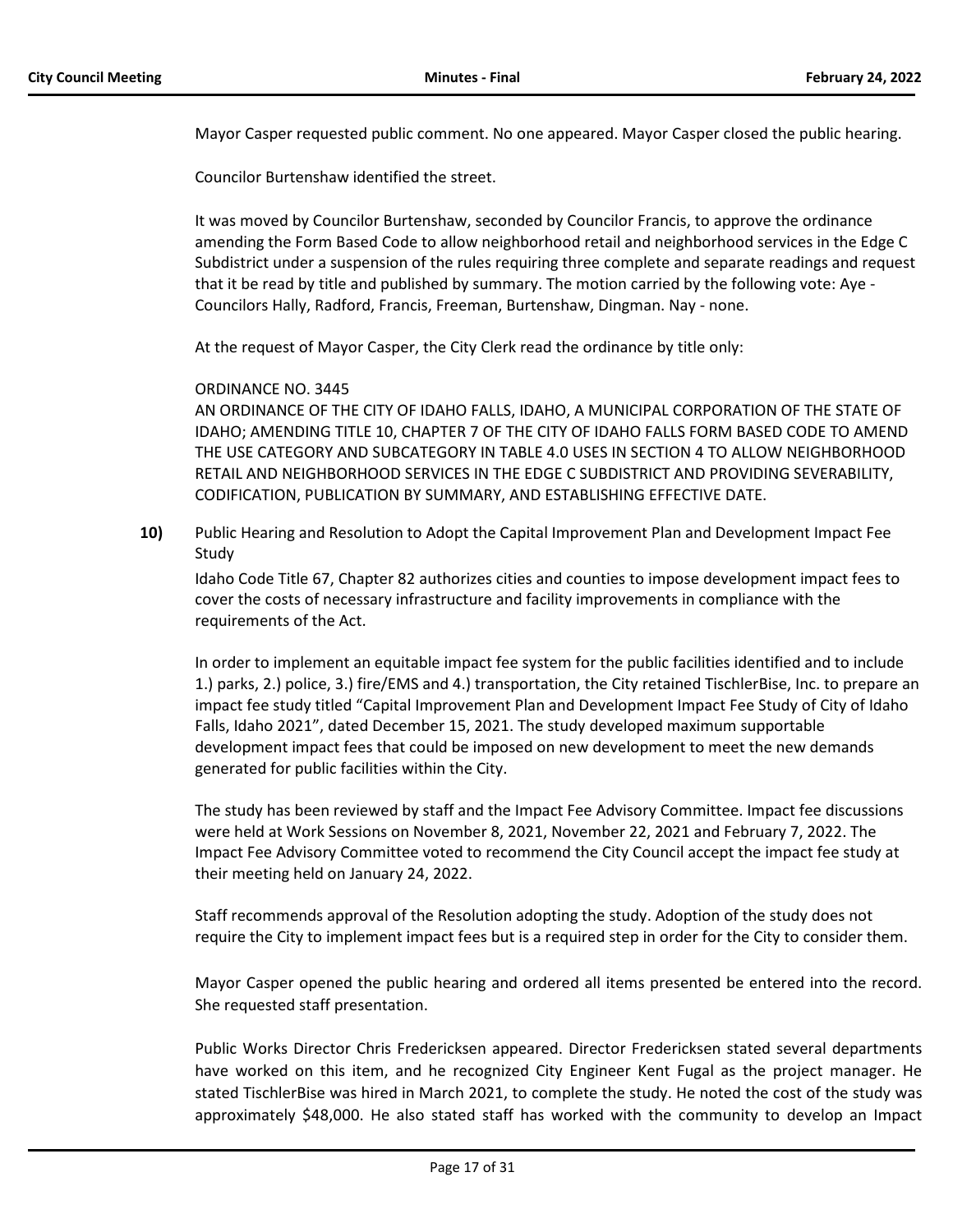Mayor Casper requested public comment. No one appeared. Mayor Casper closed the public hearing.

Councilor Burtenshaw identified the street.

It was moved by Councilor Burtenshaw, seconded by Councilor Francis, to approve the ordinance amending the Form Based Code to allow neighborhood retail and neighborhood services in the Edge C Subdistrict under a suspension of the rules requiring three complete and separate readings and request that it be read by title and published by summary. The motion carried by the following vote: Aye - Councilors Hally, Radford, Francis, Freeman, Burtenshaw, Dingman. Nay - none.

At the request of Mayor Casper, the City Clerk read the ordinance by title only:

ORDINANCE NO. 3445
AN ORDINANCE OF THE CITY OF IDAHO FALLS, IDAHO, A MUNICIPAL CORPORATION OF THE STATE OF IDAHO; AMENDING TITLE 10, CHAPTER 7 OF THE CITY OF IDAHO FALLS FORM BASED CODE TO AMEND THE USE CATEGORY AND SUBCATEGORY IN TABLE 4.0 USES IN SECTION 4 TO ALLOW NEIGHBORHOOD RETAIL AND NEIGHBORHOOD SERVICES IN THE EDGE C SUBDISTRICT AND PROVIDING SEVERABILITY, CODIFICATION, PUBLICATION BY SUMMARY, AND ESTABLISHING EFFECTIVE DATE.

**10)** Public Hearing and Resolution to Adopt the Capital Improvement Plan and Development Impact Fee Study

Idaho Code Title 67, Chapter 82 authorizes cities and counties to impose development impact fees to cover the costs of necessary infrastructure and facility improvements in compliance with the requirements of the Act.

In order to implement an equitable impact fee system for the public facilities identified and to include 1.) parks, 2.) police, 3.) fire/EMS and 4.) transportation, the City retained TischlerBise, Inc. to prepare an impact fee study titled "Capital Improvement Plan and Development Impact Fee Study of City of Idaho Falls, Idaho 2021", dated December 15, 2021. The study developed maximum supportable development impact fees that could be imposed on new development to meet the new demands generated for public facilities within the City.

The study has been reviewed by staff and the Impact Fee Advisory Committee. Impact fee discussions were held at Work Sessions on November 8, 2021, November 22, 2021 and February 7, 2022. The Impact Fee Advisory Committee voted to recommend the City Council accept the impact fee study at their meeting held on January 24, 2022.

Staff recommends approval of the Resolution adopting the study. Adoption of the study does not require the City to implement impact fees but is a required step in order for the City to consider them.

Mayor Casper opened the public hearing and ordered all items presented be entered into the record. She requested staff presentation.

Public Works Director Chris Fredericksen appeared. Director Fredericksen stated several departments have worked on this item, and he recognized City Engineer Kent Fugal as the project manager. He stated TischlerBise was hired in March 2021, to complete the study. He noted the cost of the study was approximately $48,000. He also stated staff has worked with the community to develop an Impact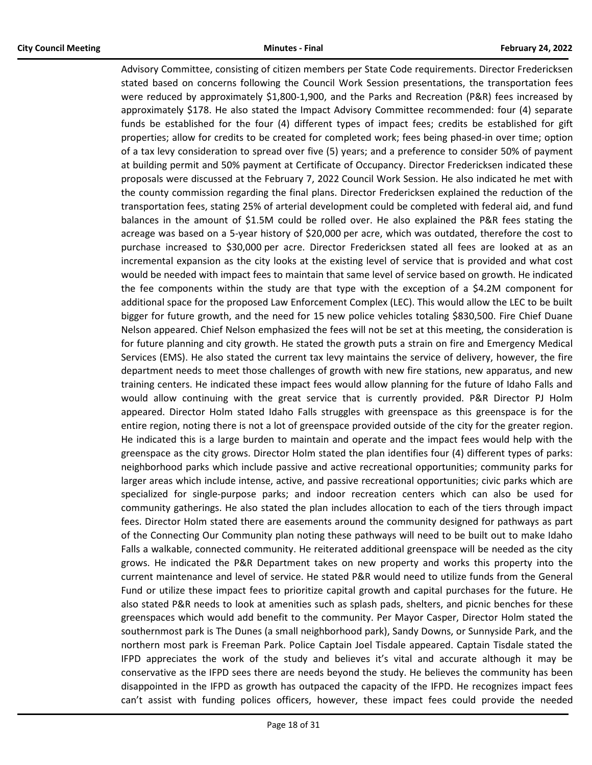Advisory Committee, consisting of citizen members per State Code requirements. Director Fredericksen stated based on concerns following the Council Work Session presentations, the transportation fees were reduced by approximately $1,800-1,900, and the Parks and Recreation (P&R) fees increased by approximately $178. He also stated the Impact Advisory Committee recommended: four (4) separate funds be established for the four (4) different types of impact fees; credits be established for gift properties; allow for credits to be created for completed work; fees being phased-in over time; option of a tax levy consideration to spread over five (5) years; and a preference to consider 50% of payment at building permit and 50% payment at Certificate of Occupancy. Director Fredericksen indicated these proposals were discussed at the February 7, 2022 Council Work Session. He also indicated he met with the county commission regarding the final plans. Director Fredericksen explained the reduction of the transportation fees, stating 25% of arterial development could be completed with federal aid, and fund balances in the amount of $1.5M could be rolled over. He also explained the P&R fees stating the acreage was based on a 5-year history of $20,000 per acre, which was outdated, therefore the cost to purchase increased to $30,000 per acre. Director Fredericksen stated all fees are looked at as an incremental expansion as the city looks at the existing level of service that is provided and what cost would be needed with impact fees to maintain that same level of service based on growth. He indicated the fee components within the study are that type with the exception of a $4.2M component for additional space for the proposed Law Enforcement Complex (LEC). This would allow the LEC to be built bigger for future growth, and the need for 15 new police vehicles totaling $830,500. Fire Chief Duane Nelson appeared. Chief Nelson emphasized the fees will not be set at this meeting, the consideration is for future planning and city growth. He stated the growth puts a strain on fire and Emergency Medical Services (EMS). He also stated the current tax levy maintains the service of delivery, however, the fire department needs to meet those challenges of growth with new fire stations, new apparatus, and new training centers. He indicated these impact fees would allow planning for the future of Idaho Falls and would allow continuing with the great service that is currently provided. P&R Director PJ Holm appeared. Director Holm stated Idaho Falls struggles with greenspace as this greenspace is for the entire region, noting there is not a lot of greenspace provided outside of the city for the greater region. He indicated this is a large burden to maintain and operate and the impact fees would help with the greenspace as the city grows. Director Holm stated the plan identifies four (4) different types of parks: neighborhood parks which include passive and active recreational opportunities; community parks for larger areas which include intense, active, and passive recreational opportunities; civic parks which are specialized for single-purpose parks; and indoor recreation centers which can also be used for community gatherings. He also stated the plan includes allocation to each of the tiers through impact fees. Director Holm stated there are easements around the community designed for pathways as part of the Connecting Our Community plan noting these pathways will need to be built out to make Idaho Falls a walkable, connected community. He reiterated additional greenspace will be needed as the city grows. He indicated the P&R Department takes on new property and works this property into the current maintenance and level of service. He stated P&R would need to utilize funds from the General Fund or utilize these impact fees to prioritize capital growth and capital purchases for the future. He also stated P&R needs to look at amenities such as splash pads, shelters, and picnic benches for these greenspaces which would add benefit to the community. Per Mayor Casper, Director Holm stated the southernmost park is The Dunes (a small neighborhood park), Sandy Downs, or Sunnyside Park, and the northern most park is Freeman Park. Police Captain Joel Tisdale appeared. Captain Tisdale stated the IFPD appreciates the work of the study and believes it's vital and accurate although it may be conservative as the IFPD sees there are needs beyond the study. He believes the community has been disappointed in the IFPD as growth has outpaced the capacity of the IFPD. He recognizes impact fees can't assist with funding polices officers, however, these impact fees could provide the needed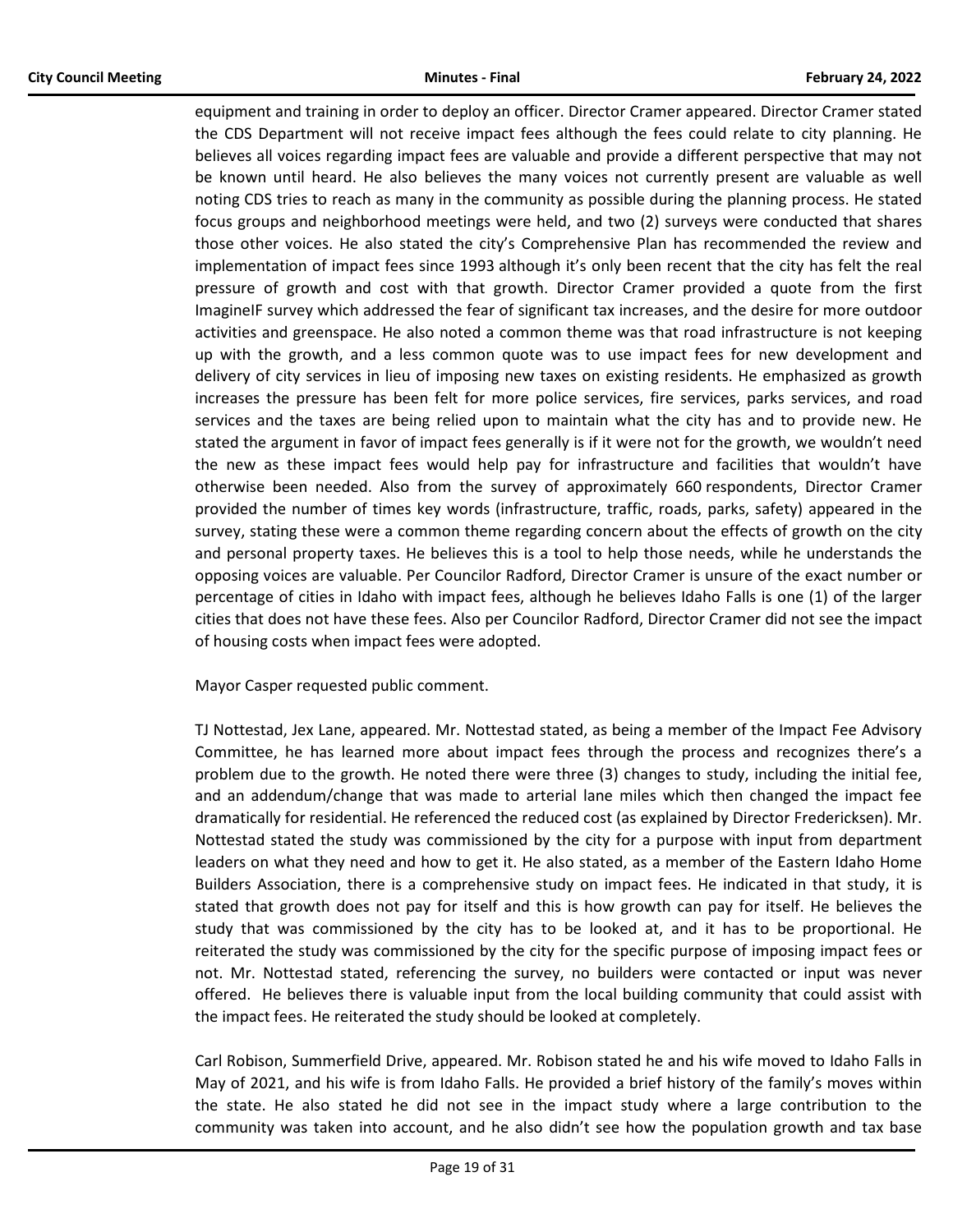equipment and training in order to deploy an officer. Director Cramer appeared. Director Cramer stated the CDS Department will not receive impact fees although the fees could relate to city planning. He believes all voices regarding impact fees are valuable and provide a different perspective that may not be known until heard. He also believes the many voices not currently present are valuable as well noting CDS tries to reach as many in the community as possible during the planning process. He stated focus groups and neighborhood meetings were held, and two (2) surveys were conducted that shares those other voices. He also stated the city's Comprehensive Plan has recommended the review and implementation of impact fees since 1993 although it's only been recent that the city has felt the real pressure of growth and cost with that growth. Director Cramer provided a quote from the first ImagineIF survey which addressed the fear of significant tax increases, and the desire for more outdoor activities and greenspace. He also noted a common theme was that road infrastructure is not keeping up with the growth, and a less common quote was to use impact fees for new development and delivery of city services in lieu of imposing new taxes on existing residents. He emphasized as growth increases the pressure has been felt for more police services, fire services, parks services, and road services and the taxes are being relied upon to maintain what the city has and to provide new. He stated the argument in favor of impact fees generally is if it were not for the growth, we wouldn't need the new as these impact fees would help pay for infrastructure and facilities that wouldn't have otherwise been needed. Also from the survey of approximately 660 respondents, Director Cramer provided the number of times key words (infrastructure, traffic, roads, parks, safety) appeared in the survey, stating these were a common theme regarding concern about the effects of growth on the city and personal property taxes. He believes this is a tool to help those needs, while he understands the opposing voices are valuable. Per Councilor Radford, Director Cramer is unsure of the exact number or percentage of cities in Idaho with impact fees, although he believes Idaho Falls is one (1) of the larger cities that does not have these fees. Also per Councilor Radford, Director Cramer did not see the impact of housing costs when impact fees were adopted.

Mayor Casper requested public comment.

TJ Nottestad, Jex Lane, appeared. Mr. Nottestad stated, as being a member of the Impact Fee Advisory Committee, he has learned more about impact fees through the process and recognizes there's a problem due to the growth. He noted there were three (3) changes to study, including the initial fee, and an addendum/change that was made to arterial lane miles which then changed the impact fee dramatically for residential. He referenced the reduced cost (as explained by Director Fredericksen). Mr. Nottestad stated the study was commissioned by the city for a purpose with input from department leaders on what they need and how to get it. He also stated, as a member of the Eastern Idaho Home Builders Association, there is a comprehensive study on impact fees. He indicated in that study, it is stated that growth does not pay for itself and this is how growth can pay for itself. He believes the study that was commissioned by the city has to be looked at, and it has to be proportional. He reiterated the study was commissioned by the city for the specific purpose of imposing impact fees or not. Mr. Nottestad stated, referencing the survey, no builders were contacted or input was never offered. He believes there is valuable input from the local building community that could assist with the impact fees. He reiterated the study should be looked at completely.

Carl Robison, Summerfield Drive, appeared. Mr. Robison stated he and his wife moved to Idaho Falls in May of 2021, and his wife is from Idaho Falls. He provided a brief history of the family's moves within the state. He also stated he did not see in the impact study where a large contribution to the community was taken into account, and he also didn't see how the population growth and tax base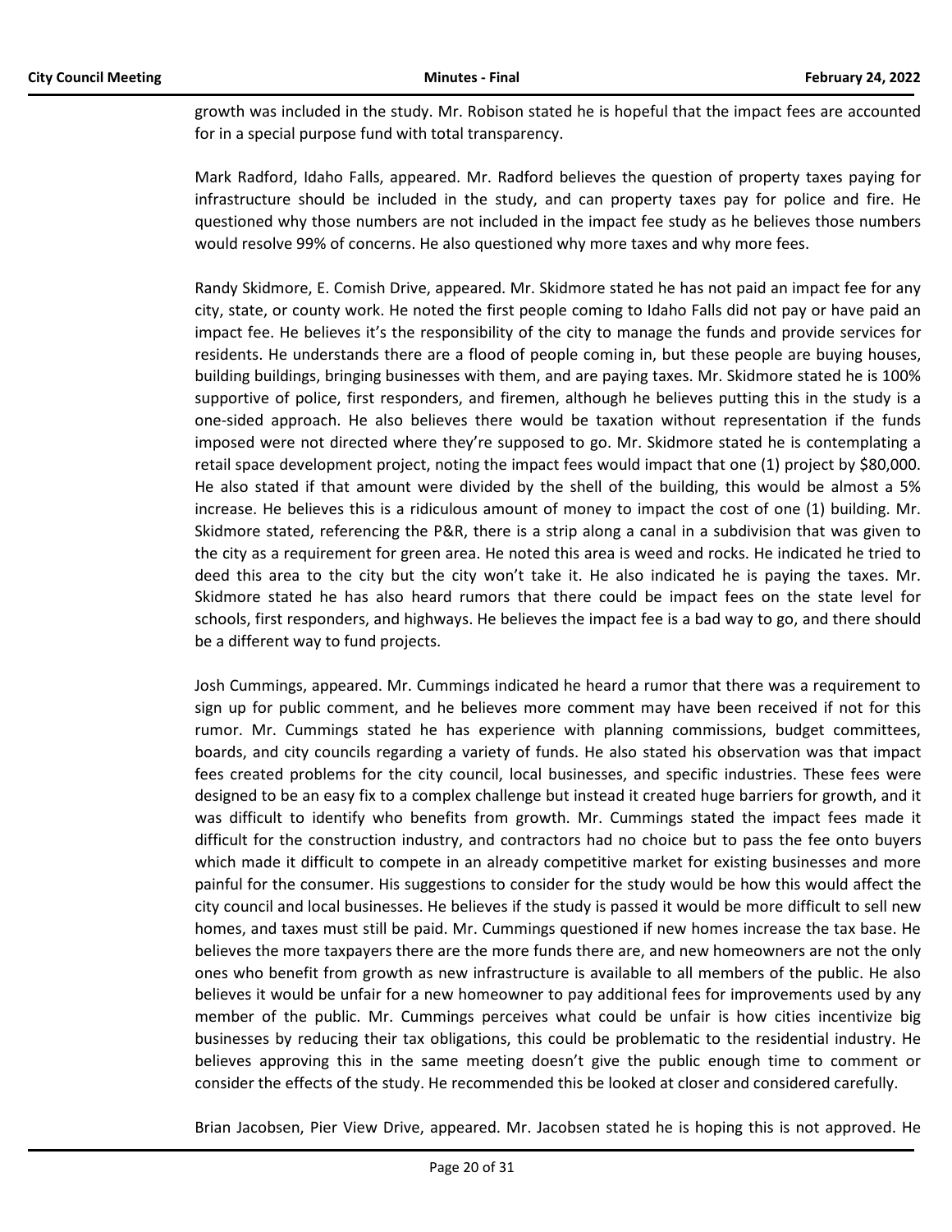growth was included in the study. Mr. Robison stated he is hopeful that the impact fees are accounted for in a special purpose fund with total transparency.

Mark Radford, Idaho Falls, appeared. Mr. Radford believes the question of property taxes paying for infrastructure should be included in the study, and can property taxes pay for police and fire. He questioned why those numbers are not included in the impact fee study as he believes those numbers would resolve 99% of concerns. He also questioned why more taxes and why more fees.

Randy Skidmore, E. Comish Drive, appeared. Mr. Skidmore stated he has not paid an impact fee for any city, state, or county work. He noted the first people coming to Idaho Falls did not pay or have paid an impact fee. He believes it's the responsibility of the city to manage the funds and provide services for residents. He understands there are a flood of people coming in, but these people are buying houses, building buildings, bringing businesses with them, and are paying taxes. Mr. Skidmore stated he is 100% supportive of police, first responders, and firemen, although he believes putting this in the study is a one-sided approach. He also believes there would be taxation without representation if the funds imposed were not directed where they're supposed to go. Mr. Skidmore stated he is contemplating a retail space development project, noting the impact fees would impact that one (1) project by $80,000. He also stated if that amount were divided by the shell of the building, this would be almost a 5% increase. He believes this is a ridiculous amount of money to impact the cost of one (1) building. Mr. Skidmore stated, referencing the P&R, there is a strip along a canal in a subdivision that was given to the city as a requirement for green area. He noted this area is weed and rocks. He indicated he tried to deed this area to the city but the city won't take it. He also indicated he is paying the taxes. Mr. Skidmore stated he has also heard rumors that there could be impact fees on the state level for schools, first responders, and highways. He believes the impact fee is a bad way to go, and there should be a different way to fund projects.

Josh Cummings, appeared. Mr. Cummings indicated he heard a rumor that there was a requirement to sign up for public comment, and he believes more comment may have been received if not for this rumor. Mr. Cummings stated he has experience with planning commissions, budget committees, boards, and city councils regarding a variety of funds. He also stated his observation was that impact fees created problems for the city council, local businesses, and specific industries. These fees were designed to be an easy fix to a complex challenge but instead it created huge barriers for growth, and it was difficult to identify who benefits from growth. Mr. Cummings stated the impact fees made it difficult for the construction industry, and contractors had no choice but to pass the fee onto buyers which made it difficult to compete in an already competitive market for existing businesses and more painful for the consumer. His suggestions to consider for the study would be how this would affect the city council and local businesses. He believes if the study is passed it would be more difficult to sell new homes, and taxes must still be paid. Mr. Cummings questioned if new homes increase the tax base. He believes the more taxpayers there are the more funds there are, and new homeowners are not the only ones who benefit from growth as new infrastructure is available to all members of the public. He also believes it would be unfair for a new homeowner to pay additional fees for improvements used by any member of the public. Mr. Cummings perceives what could be unfair is how cities incentivize big businesses by reducing their tax obligations, this could be problematic to the residential industry. He believes approving this in the same meeting doesn't give the public enough time to comment or consider the effects of the study. He recommended this be looked at closer and considered carefully.

Brian Jacobsen, Pier View Drive, appeared. Mr. Jacobsen stated he is hoping this is not approved. He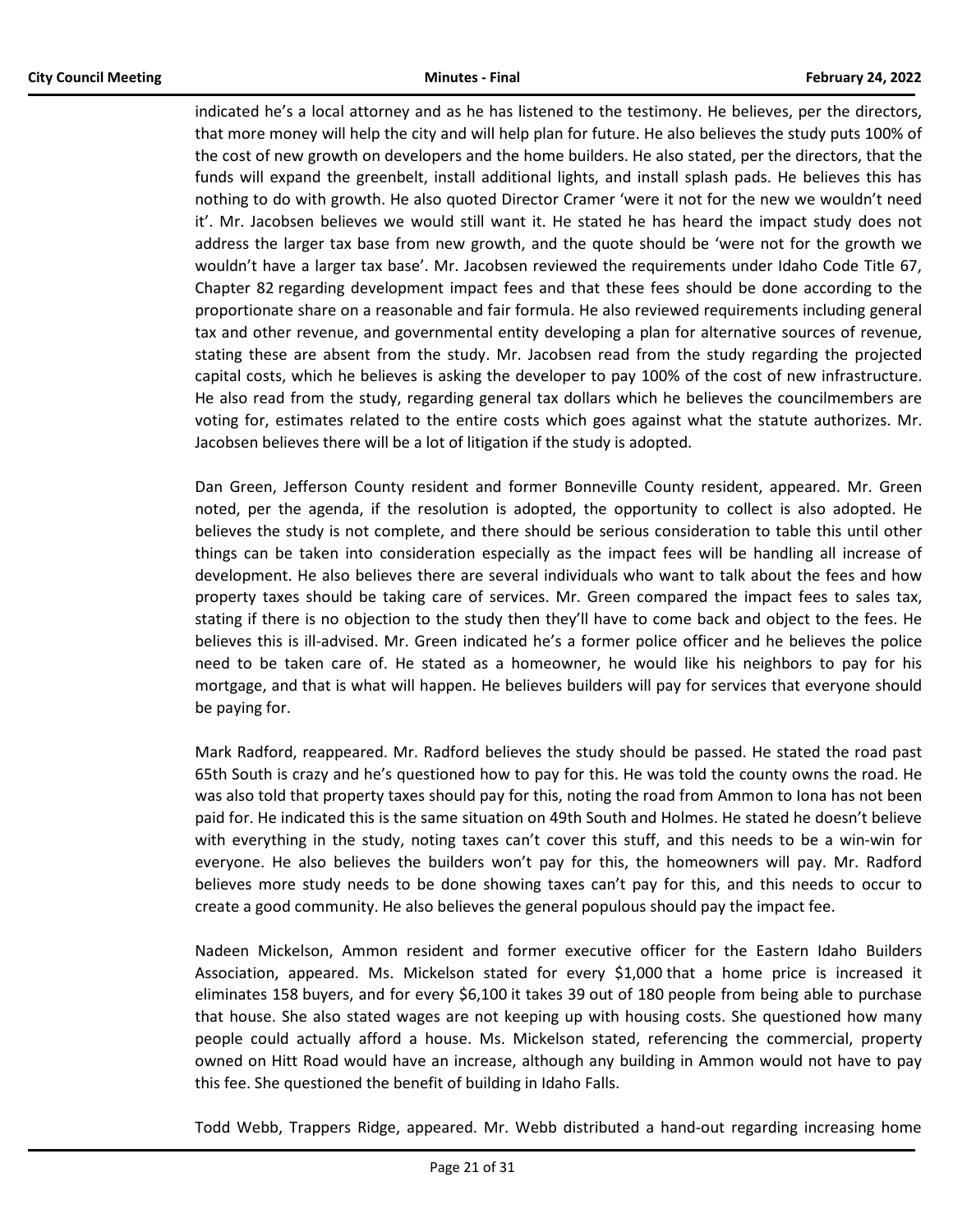indicated he's a local attorney and as he has listened to the testimony. He believes, per the directors, that more money will help the city and will help plan for future. He also believes the study puts 100% of the cost of new growth on developers and the home builders. He also stated, per the directors, that the funds will expand the greenbelt, install additional lights, and install splash pads. He believes this has nothing to do with growth. He also quoted Director Cramer 'were it not for the new we wouldn't need it'. Mr. Jacobsen believes we would still want it. He stated he has heard the impact study does not address the larger tax base from new growth, and the quote should be 'were not for the growth we wouldn't have a larger tax base'. Mr. Jacobsen reviewed the requirements under Idaho Code Title 67, Chapter 82 regarding development impact fees and that these fees should be done according to the proportionate share on a reasonable and fair formula. He also reviewed requirements including general tax and other revenue, and governmental entity developing a plan for alternative sources of revenue, stating these are absent from the study. Mr. Jacobsen read from the study regarding the projected capital costs, which he believes is asking the developer to pay 100% of the cost of new infrastructure. He also read from the study, regarding general tax dollars which he believes the councilmembers are voting for, estimates related to the entire costs which goes against what the statute authorizes. Mr. Jacobsen believes there will be a lot of litigation if the study is adopted.

Dan Green, Jefferson County resident and former Bonneville County resident, appeared. Mr. Green noted, per the agenda, if the resolution is adopted, the opportunity to collect is also adopted. He believes the study is not complete, and there should be serious consideration to table this until other things can be taken into consideration especially as the impact fees will be handling all increase of development. He also believes there are several individuals who want to talk about the fees and how property taxes should be taking care of services. Mr. Green compared the impact fees to sales tax, stating if there is no objection to the study then they'll have to come back and object to the fees. He believes this is ill-advised. Mr. Green indicated he's a former police officer and he believes the police need to be taken care of. He stated as a homeowner, he would like his neighbors to pay for his mortgage, and that is what will happen. He believes builders will pay for services that everyone should be paying for.

Mark Radford, reappeared. Mr. Radford believes the study should be passed. He stated the road past 65th South is crazy and he's questioned how to pay for this. He was told the county owns the road. He was also told that property taxes should pay for this, noting the road from Ammon to Iona has not been paid for. He indicated this is the same situation on 49th South and Holmes. He stated he doesn't believe with everything in the study, noting taxes can't cover this stuff, and this needs to be a win-win for everyone. He also believes the builders won't pay for this, the homeowners will pay. Mr. Radford believes more study needs to be done showing taxes can't pay for this, and this needs to occur to create a good community. He also believes the general populous should pay the impact fee.

Nadeen Mickelson, Ammon resident and former executive officer for the Eastern Idaho Builders Association, appeared. Ms. Mickelson stated for every $1,000 that a home price is increased it eliminates 158 buyers, and for every $6,100 it takes 39 out of 180 people from being able to purchase that house. She also stated wages are not keeping up with housing costs. She questioned how many people could actually afford a house. Ms. Mickelson stated, referencing the commercial, property owned on Hitt Road would have an increase, although any building in Ammon would not have to pay this fee. She questioned the benefit of building in Idaho Falls.

Todd Webb, Trappers Ridge, appeared. Mr. Webb distributed a hand-out regarding increasing home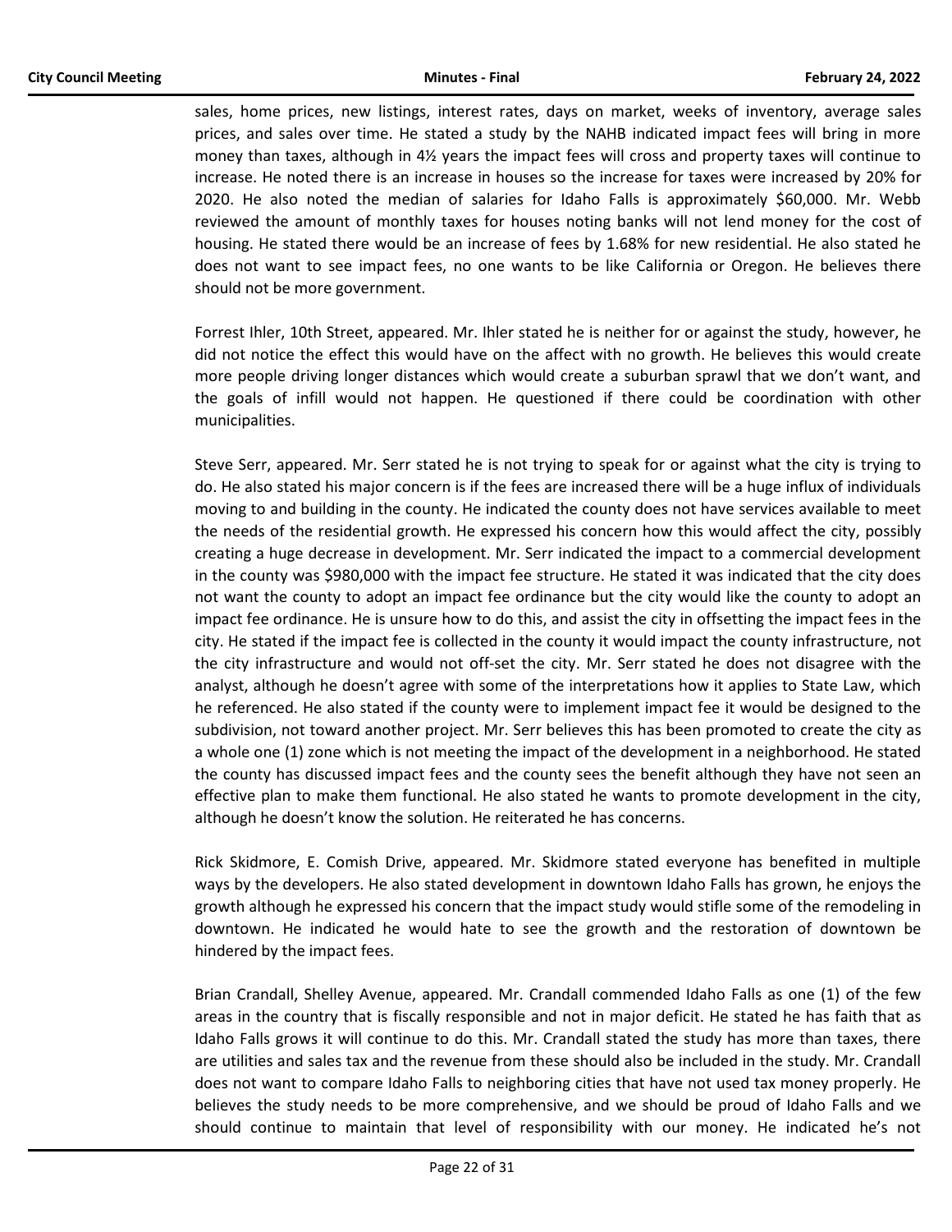sales, home prices, new listings, interest rates, days on market, weeks of inventory, average sales prices, and sales over time. He stated a study by the NAHB indicated impact fees will bring in more money than taxes, although in 4½ years the impact fees will cross and property taxes will continue to increase. He noted there is an increase in houses so the increase for taxes were increased by 20% for 2020. He also noted the median of salaries for Idaho Falls is approximately $60,000. Mr. Webb reviewed the amount of monthly taxes for houses noting banks will not lend money for the cost of housing. He stated there would be an increase of fees by 1.68% for new residential. He also stated he does not want to see impact fees, no one wants to be like California or Oregon. He believes there should not be more government.

Forrest Ihler, 10th Street, appeared. Mr. Ihler stated he is neither for or against the study, however, he did not notice the effect this would have on the affect with no growth. He believes this would create more people driving longer distances which would create a suburban sprawl that we don't want, and the goals of infill would not happen. He questioned if there could be coordination with other municipalities.

Steve Serr, appeared. Mr. Serr stated he is not trying to speak for or against what the city is trying to do. He also stated his major concern is if the fees are increased there will be a huge influx of individuals moving to and building in the county. He indicated the county does not have services available to meet the needs of the residential growth. He expressed his concern how this would affect the city, possibly creating a huge decrease in development. Mr. Serr indicated the impact to a commercial development in the county was $980,000 with the impact fee structure. He stated it was indicated that the city does not want the county to adopt an impact fee ordinance but the city would like the county to adopt an impact fee ordinance. He is unsure how to do this, and assist the city in offsetting the impact fees in the city. He stated if the impact fee is collected in the county it would impact the county infrastructure, not the city infrastructure and would not off-set the city. Mr. Serr stated he does not disagree with the analyst, although he doesn't agree with some of the interpretations how it applies to State Law, which he referenced. He also stated if the county were to implement impact fee it would be designed to the subdivision, not toward another project. Mr. Serr believes this has been promoted to create the city as a whole one (1) zone which is not meeting the impact of the development in a neighborhood. He stated the county has discussed impact fees and the county sees the benefit although they have not seen an effective plan to make them functional. He also stated he wants to promote development in the city, although he doesn't know the solution. He reiterated he has concerns.

Rick Skidmore, E. Comish Drive, appeared. Mr. Skidmore stated everyone has benefited in multiple ways by the developers. He also stated development in downtown Idaho Falls has grown, he enjoys the growth although he expressed his concern that the impact study would stifle some of the remodeling in downtown. He indicated he would hate to see the growth and the restoration of downtown be hindered by the impact fees.

Brian Crandall, Shelley Avenue, appeared. Mr. Crandall commended Idaho Falls as one (1) of the few areas in the country that is fiscally responsible and not in major deficit. He stated he has faith that as Idaho Falls grows it will continue to do this. Mr. Crandall stated the study has more than taxes, there are utilities and sales tax and the revenue from these should also be included in the study. Mr. Crandall does not want to compare Idaho Falls to neighboring cities that have not used tax money properly. He believes the study needs to be more comprehensive, and we should be proud of Idaho Falls and we should continue to maintain that level of responsibility with our money. He indicated he's not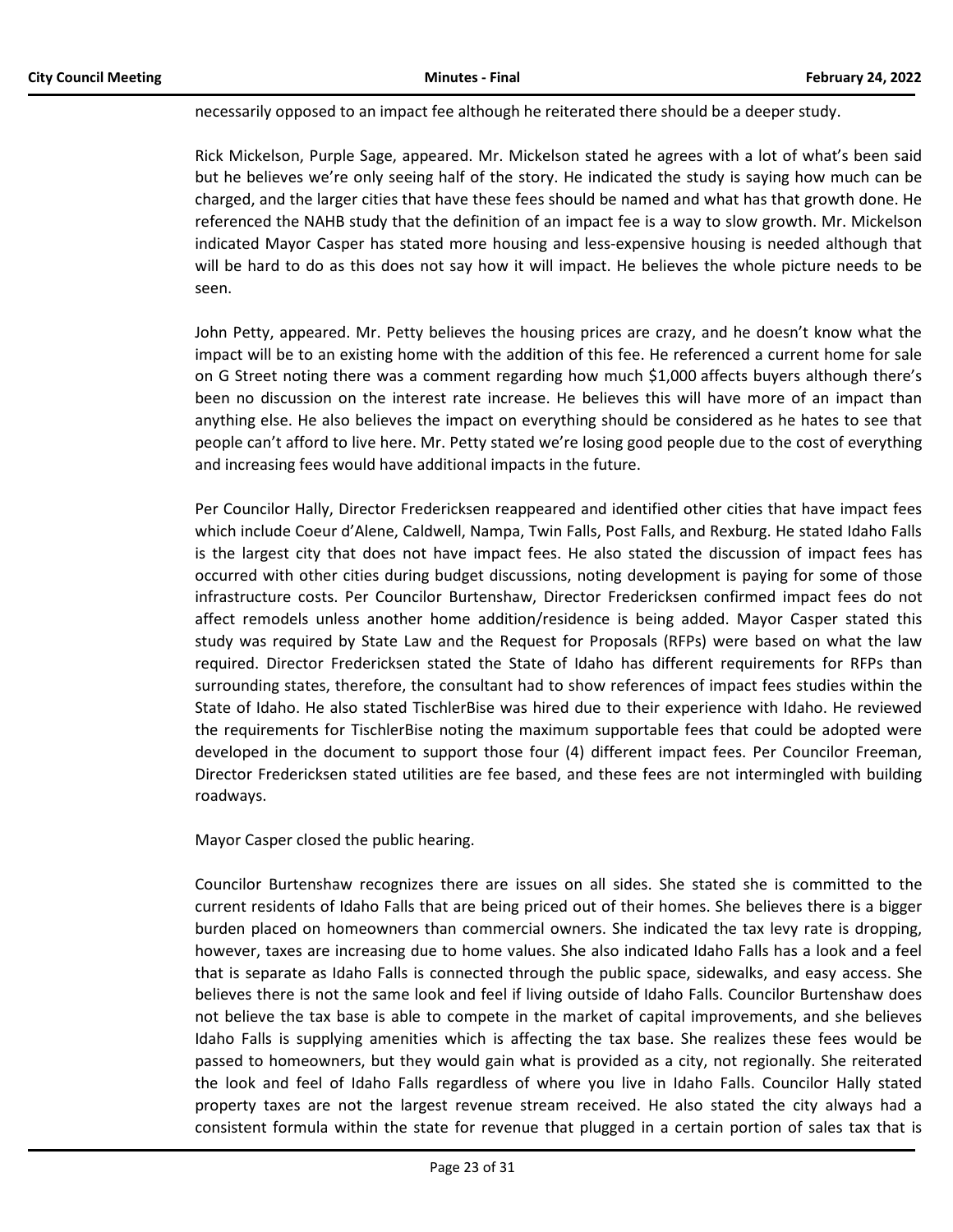necessarily opposed to an impact fee although he reiterated there should be a deeper study.

Rick Mickelson, Purple Sage, appeared. Mr. Mickelson stated he agrees with a lot of what's been said but he believes we're only seeing half of the story. He indicated the study is saying how much can be charged, and the larger cities that have these fees should be named and what has that growth done. He referenced the NAHB study that the definition of an impact fee is a way to slow growth. Mr. Mickelson indicated Mayor Casper has stated more housing and less-expensive housing is needed although that will be hard to do as this does not say how it will impact. He believes the whole picture needs to be seen.

John Petty, appeared. Mr. Petty believes the housing prices are crazy, and he doesn't know what the impact will be to an existing home with the addition of this fee. He referenced a current home for sale on G Street noting there was a comment regarding how much $1,000 affects buyers although there's been no discussion on the interest rate increase. He believes this will have more of an impact than anything else. He also believes the impact on everything should be considered as he hates to see that people can't afford to live here. Mr. Petty stated we're losing good people due to the cost of everything and increasing fees would have additional impacts in the future.

Per Councilor Hally, Director Fredericksen reappeared and identified other cities that have impact fees which include Coeur d'Alene, Caldwell, Nampa, Twin Falls, Post Falls, and Rexburg. He stated Idaho Falls is the largest city that does not have impact fees. He also stated the discussion of impact fees has occurred with other cities during budget discussions, noting development is paying for some of those infrastructure costs. Per Councilor Burtenshaw, Director Fredericksen confirmed impact fees do not affect remodels unless another home addition/residence is being added. Mayor Casper stated this study was required by State Law and the Request for Proposals (RFPs) were based on what the law required. Director Fredericksen stated the State of Idaho has different requirements for RFPs than surrounding states, therefore, the consultant had to show references of impact fees studies within the State of Idaho. He also stated TischlerBise was hired due to their experience with Idaho. He reviewed the requirements for TischlerBise noting the maximum supportable fees that could be adopted were developed in the document to support those four (4) different impact fees. Per Councilor Freeman, Director Fredericksen stated utilities are fee based, and these fees are not intermingled with building roadways.

Mayor Casper closed the public hearing.

Councilor Burtenshaw recognizes there are issues on all sides. She stated she is committed to the current residents of Idaho Falls that are being priced out of their homes. She believes there is a bigger burden placed on homeowners than commercial owners. She indicated the tax levy rate is dropping, however, taxes are increasing due to home values. She also indicated Idaho Falls has a look and a feel that is separate as Idaho Falls is connected through the public space, sidewalks, and easy access. She believes there is not the same look and feel if living outside of Idaho Falls. Councilor Burtenshaw does not believe the tax base is able to compete in the market of capital improvements, and she believes Idaho Falls is supplying amenities which is affecting the tax base. She realizes these fees would be passed to homeowners, but they would gain what is provided as a city, not regionally. She reiterated the look and feel of Idaho Falls regardless of where you live in Idaho Falls. Councilor Hally stated property taxes are not the largest revenue stream received. He also stated the city always had a consistent formula within the state for revenue that plugged in a certain portion of sales tax that is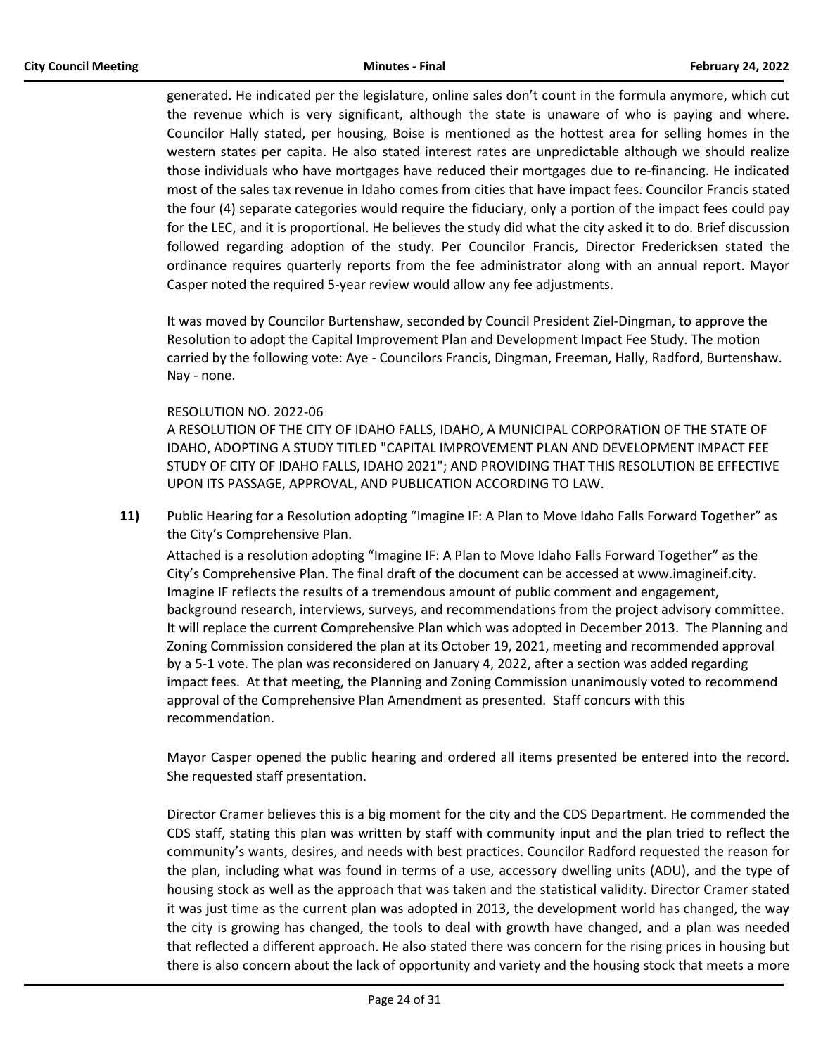generated. He indicated per the legislature, online sales don't count in the formula anymore, which cut the revenue which is very significant, although the state is unaware of who is paying and where. Councilor Hally stated, per housing, Boise is mentioned as the hottest area for selling homes in the western states per capita. He also stated interest rates are unpredictable although we should realize those individuals who have mortgages have reduced their mortgages due to re-financing. He indicated most of the sales tax revenue in Idaho comes from cities that have impact fees. Councilor Francis stated the four (4) separate categories would require the fiduciary, only a portion of the impact fees could pay for the LEC, and it is proportional. He believes the study did what the city asked it to do. Brief discussion followed regarding adoption of the study. Per Councilor Francis, Director Fredericksen stated the ordinance requires quarterly reports from the fee administrator along with an annual report. Mayor Casper noted the required 5-year review would allow any fee adjustments.

It was moved by Councilor Burtenshaw, seconded by Council President Ziel-Dingman, to approve the Resolution to adopt the Capital Improvement Plan and Development Impact Fee Study. The motion carried by the following vote: Aye - Councilors Francis, Dingman, Freeman, Hally, Radford, Burtenshaw. Nay - none.

RESOLUTION NO. 2022-06
A RESOLUTION OF THE CITY OF IDAHO FALLS, IDAHO, A MUNICIPAL CORPORATION OF THE STATE OF IDAHO, ADOPTING A STUDY TITLED "CAPITAL IMPROVEMENT PLAN AND DEVELOPMENT IMPACT FEE STUDY OF CITY OF IDAHO FALLS, IDAHO 2021"; AND PROVIDING THAT THIS RESOLUTION BE EFFECTIVE UPON ITS PASSAGE, APPROVAL, AND PUBLICATION ACCORDING TO LAW.

**11)** Public Hearing for a Resolution adopting "Imagine IF: A Plan to Move Idaho Falls Forward Together" as the City's Comprehensive Plan.

Attached is a resolution adopting "Imagine IF: A Plan to Move Idaho Falls Forward Together" as the City's Comprehensive Plan. The final draft of the document can be accessed at www.imagineif.city. Imagine IF reflects the results of a tremendous amount of public comment and engagement, background research, interviews, surveys, and recommendations from the project advisory committee. It will replace the current Comprehensive Plan which was adopted in December 2013. The Planning and Zoning Commission considered the plan at its October 19, 2021, meeting and recommended approval by a 5-1 vote. The plan was reconsidered on January 4, 2022, after a section was added regarding impact fees. At that meeting, the Planning and Zoning Commission unanimously voted to recommend approval of the Comprehensive Plan Amendment as presented. Staff concurs with this recommendation.

Mayor Casper opened the public hearing and ordered all items presented be entered into the record. She requested staff presentation.

Director Cramer believes this is a big moment for the city and the CDS Department. He commended the CDS staff, stating this plan was written by staff with community input and the plan tried to reflect the community's wants, desires, and needs with best practices. Councilor Radford requested the reason for the plan, including what was found in terms of a use, accessory dwelling units (ADU), and the type of housing stock as well as the approach that was taken and the statistical validity. Director Cramer stated it was just time as the current plan was adopted in 2013, the development world has changed, the way the city is growing has changed, the tools to deal with growth have changed, and a plan was needed that reflected a different approach. He also stated there was concern for the rising prices in housing but there is also concern about the lack of opportunity and variety and the housing stock that meets a more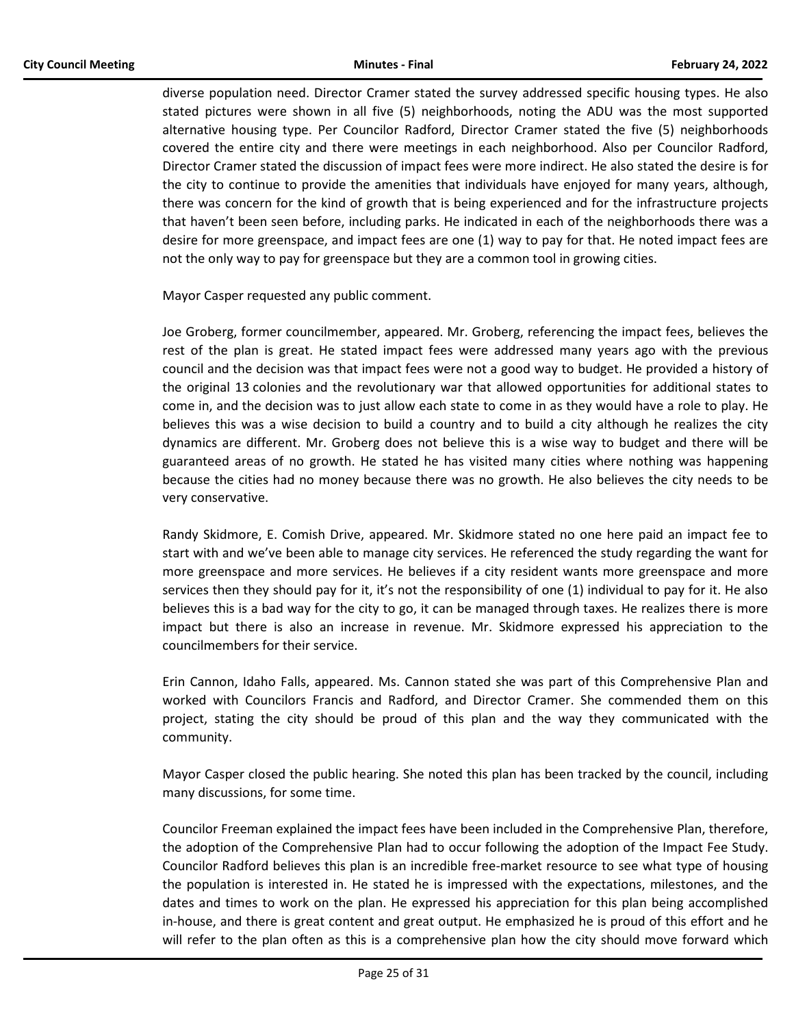diverse population need. Director Cramer stated the survey addressed specific housing types. He also stated pictures were shown in all five (5) neighborhoods, noting the ADU was the most supported alternative housing type. Per Councilor Radford, Director Cramer stated the five (5) neighborhoods covered the entire city and there were meetings in each neighborhood. Also per Councilor Radford, Director Cramer stated the discussion of impact fees were more indirect. He also stated the desire is for the city to continue to provide the amenities that individuals have enjoyed for many years, although, there was concern for the kind of growth that is being experienced and for the infrastructure projects that haven't been seen before, including parks. He indicated in each of the neighborhoods there was a desire for more greenspace, and impact fees are one (1) way to pay for that. He noted impact fees are not the only way to pay for greenspace but they are a common tool in growing cities.

Mayor Casper requested any public comment.

Joe Groberg, former councilmember, appeared. Mr. Groberg, referencing the impact fees, believes the rest of the plan is great. He stated impact fees were addressed many years ago with the previous council and the decision was that impact fees were not a good way to budget. He provided a history of the original 13 colonies and the revolutionary war that allowed opportunities for additional states to come in, and the decision was to just allow each state to come in as they would have a role to play. He believes this was a wise decision to build a country and to build a city although he realizes the city dynamics are different. Mr. Groberg does not believe this is a wise way to budget and there will be guaranteed areas of no growth. He stated he has visited many cities where nothing was happening because the cities had no money because there was no growth. He also believes the city needs to be very conservative.

Randy Skidmore, E. Comish Drive, appeared. Mr. Skidmore stated no one here paid an impact fee to start with and we've been able to manage city services. He referenced the study regarding the want for more greenspace and more services. He believes if a city resident wants more greenspace and more services then they should pay for it, it's not the responsibility of one (1) individual to pay for it. He also believes this is a bad way for the city to go, it can be managed through taxes. He realizes there is more impact but there is also an increase in revenue. Mr. Skidmore expressed his appreciation to the councilmembers for their service.

Erin Cannon, Idaho Falls, appeared. Ms. Cannon stated she was part of this Comprehensive Plan and worked with Councilors Francis and Radford, and Director Cramer. She commended them on this project, stating the city should be proud of this plan and the way they communicated with the community.

Mayor Casper closed the public hearing. She noted this plan has been tracked by the council, including many discussions, for some time.

Councilor Freeman explained the impact fees have been included in the Comprehensive Plan, therefore, the adoption of the Comprehensive Plan had to occur following the adoption of the Impact Fee Study. Councilor Radford believes this plan is an incredible free-market resource to see what type of housing the population is interested in. He stated he is impressed with the expectations, milestones, and the dates and times to work on the plan. He expressed his appreciation for this plan being accomplished in-house, and there is great content and great output. He emphasized he is proud of this effort and he will refer to the plan often as this is a comprehensive plan how the city should move forward which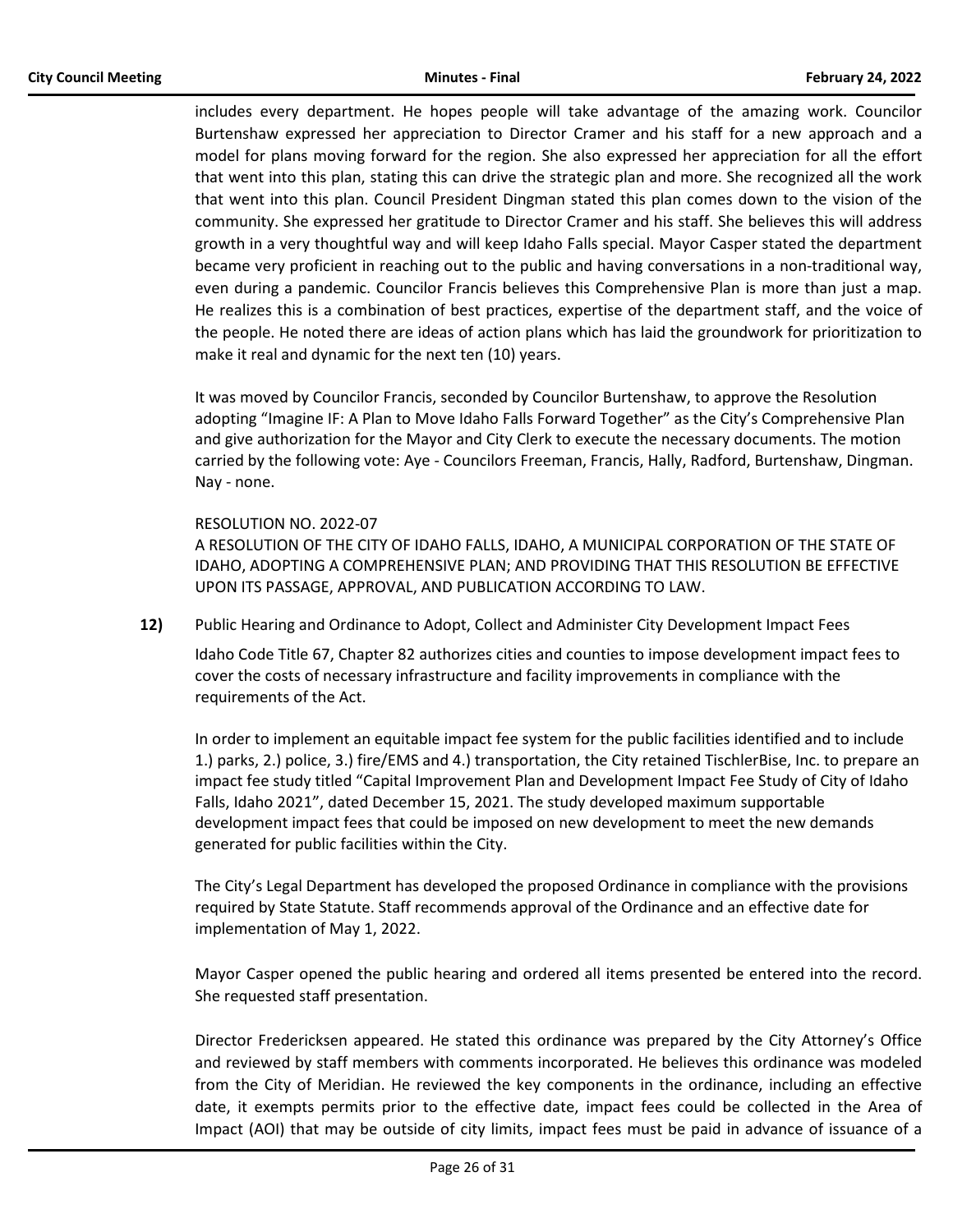includes every department. He hopes people will take advantage of the amazing work. Councilor Burtenshaw expressed her appreciation to Director Cramer and his staff for a new approach and a model for plans moving forward for the region. She also expressed her appreciation for all the effort that went into this plan, stating this can drive the strategic plan and more. She recognized all the work that went into this plan. Council President Dingman stated this plan comes down to the vision of the community. She expressed her gratitude to Director Cramer and his staff. She believes this will address growth in a very thoughtful way and will keep Idaho Falls special. Mayor Casper stated the department became very proficient in reaching out to the public and having conversations in a non-traditional way, even during a pandemic. Councilor Francis believes this Comprehensive Plan is more than just a map. He realizes this is a combination of best practices, expertise of the department staff, and the voice of the people. He noted there are ideas of action plans which has laid the groundwork for prioritization to make it real and dynamic for the next ten (10) years.

It was moved by Councilor Francis, seconded by Councilor Burtenshaw, to approve the Resolution adopting "Imagine IF: A Plan to Move Idaho Falls Forward Together" as the City's Comprehensive Plan and give authorization for the Mayor and City Clerk to execute the necessary documents. The motion carried by the following vote: Aye - Councilors Freeman, Francis, Hally, Radford, Burtenshaw, Dingman. Nay - none.

RESOLUTION NO. 2022-07
A RESOLUTION OF THE CITY OF IDAHO FALLS, IDAHO, A MUNICIPAL CORPORATION OF THE STATE OF IDAHO, ADOPTING A COMPREHENSIVE PLAN; AND PROVIDING THAT THIS RESOLUTION BE EFFECTIVE UPON ITS PASSAGE, APPROVAL, AND PUBLICATION ACCORDING TO LAW.

**12)** Public Hearing and Ordinance to Adopt, Collect and Administer City Development Impact Fees

Idaho Code Title 67, Chapter 82 authorizes cities and counties to impose development impact fees to cover the costs of necessary infrastructure and facility improvements in compliance with the requirements of the Act.

In order to implement an equitable impact fee system for the public facilities identified and to include 1.) parks, 2.) police, 3.) fire/EMS and 4.) transportation, the City retained TischlerBise, Inc. to prepare an impact fee study titled "Capital Improvement Plan and Development Impact Fee Study of City of Idaho Falls, Idaho 2021", dated December 15, 2021. The study developed maximum supportable development impact fees that could be imposed on new development to meet the new demands generated for public facilities within the City.

The City's Legal Department has developed the proposed Ordinance in compliance with the provisions required by State Statute. Staff recommends approval of the Ordinance and an effective date for implementation of May 1, 2022.

Mayor Casper opened the public hearing and ordered all items presented be entered into the record. She requested staff presentation.

Director Fredericksen appeared. He stated this ordinance was prepared by the City Attorney's Office and reviewed by staff members with comments incorporated. He believes this ordinance was modeled from the City of Meridian. He reviewed the key components in the ordinance, including an effective date, it exempts permits prior to the effective date, impact fees could be collected in the Area of Impact (AOI) that may be outside of city limits, impact fees must be paid in advance of issuance of a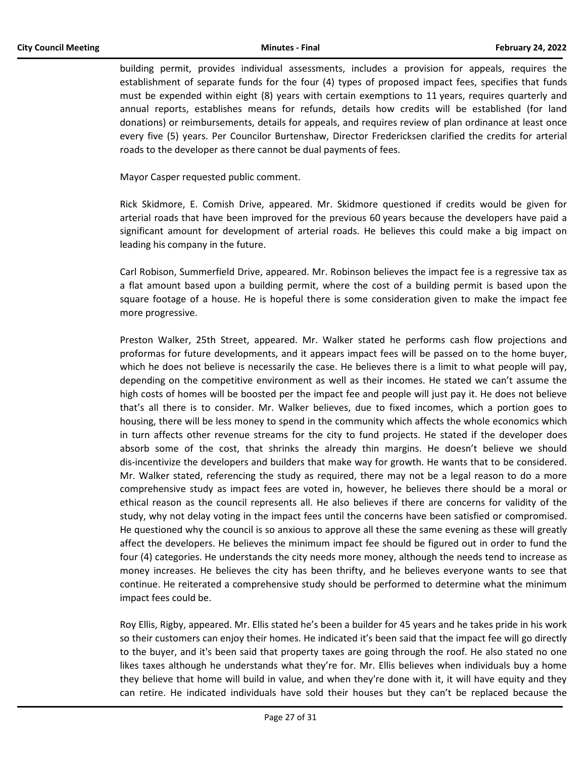building permit, provides individual assessments, includes a provision for appeals, requires the establishment of separate funds for the four (4) types of proposed impact fees, specifies that funds must be expended within eight (8) years with certain exemptions to 11 years, requires quarterly and annual reports, establishes means for refunds, details how credits will be established (for land donations) or reimbursements, details for appeals, and requires review of plan ordinance at least once every five (5) years. Per Councilor Burtenshaw, Director Fredericksen clarified the credits for arterial roads to the developer as there cannot be dual payments of fees.

Mayor Casper requested public comment.

Rick Skidmore, E. Comish Drive, appeared. Mr. Skidmore questioned if credits would be given for arterial roads that have been improved for the previous 60 years because the developers have paid a significant amount for development of arterial roads. He believes this could make a big impact on leading his company in the future.

Carl Robison, Summerfield Drive, appeared. Mr. Robinson believes the impact fee is a regressive tax as a flat amount based upon a building permit, where the cost of a building permit is based upon the square footage of a house. He is hopeful there is some consideration given to make the impact fee more progressive.

Preston Walker, 25th Street, appeared. Mr. Walker stated he performs cash flow projections and proformas for future developments, and it appears impact fees will be passed on to the home buyer, which he does not believe is necessarily the case. He believes there is a limit to what people will pay, depending on the competitive environment as well as their incomes. He stated we can't assume the high costs of homes will be boosted per the impact fee and people will just pay it. He does not believe that's all there is to consider. Mr. Walker believes, due to fixed incomes, which a portion goes to housing, there will be less money to spend in the community which affects the whole economics which in turn affects other revenue streams for the city to fund projects. He stated if the developer does absorb some of the cost, that shrinks the already thin margins. He doesn't believe we should dis-incentivize the developers and builders that make way for growth. He wants that to be considered. Mr. Walker stated, referencing the study as required, there may not be a legal reason to do a more comprehensive study as impact fees are voted in, however, he believes there should be a moral or ethical reason as the council represents all. He also believes if there are concerns for validity of the study, why not delay voting in the impact fees until the concerns have been satisfied or compromised. He questioned why the council is so anxious to approve all these the same evening as these will greatly affect the developers. He believes the minimum impact fee should be figured out in order to fund the four (4) categories. He understands the city needs more money, although the needs tend to increase as money increases. He believes the city has been thrifty, and he believes everyone wants to see that continue. He reiterated a comprehensive study should be performed to determine what the minimum impact fees could be.

Roy Ellis, Rigby, appeared. Mr. Ellis stated he's been a builder for 45 years and he takes pride in his work so their customers can enjoy their homes. He indicated it's been said that the impact fee will go directly to the buyer, and it's been said that property taxes are going through the roof. He also stated no one likes taxes although he understands what they're for. Mr. Ellis believes when individuals buy a home they believe that home will build in value, and when they're done with it, it will have equity and they can retire. He indicated individuals have sold their houses but they can't be replaced because the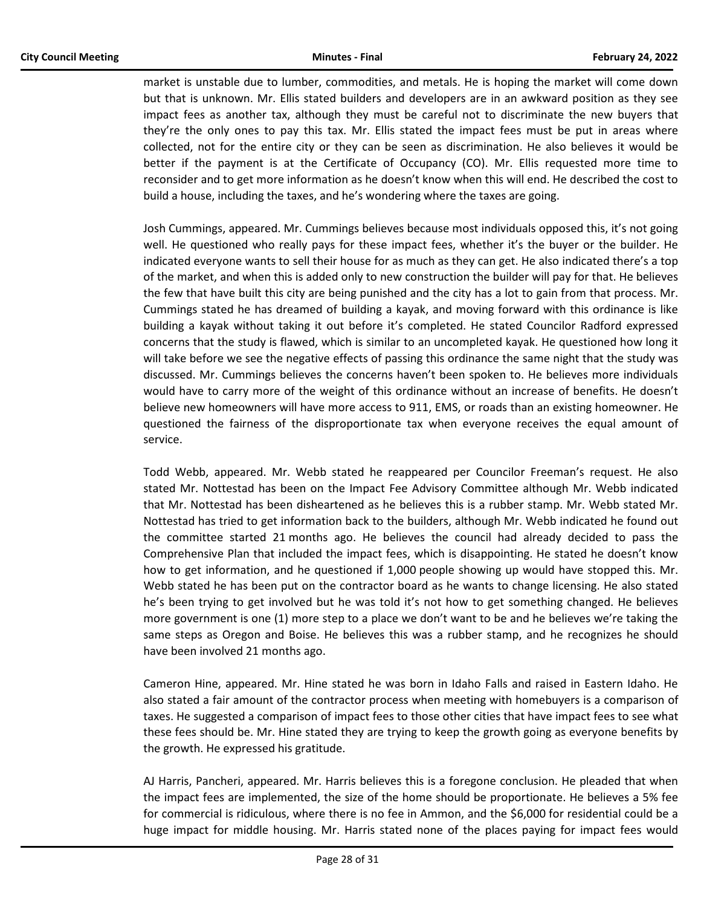market is unstable due to lumber, commodities, and metals. He is hoping the market will come down but that is unknown. Mr. Ellis stated builders and developers are in an awkward position as they see impact fees as another tax, although they must be careful not to discriminate the new buyers that they're the only ones to pay this tax. Mr. Ellis stated the impact fees must be put in areas where collected, not for the entire city or they can be seen as discrimination. He also believes it would be better if the payment is at the Certificate of Occupancy (CO). Mr. Ellis requested more time to reconsider and to get more information as he doesn't know when this will end. He described the cost to build a house, including the taxes, and he's wondering where the taxes are going.

Josh Cummings, appeared. Mr. Cummings believes because most individuals opposed this, it's not going well. He questioned who really pays for these impact fees, whether it's the buyer or the builder. He indicated everyone wants to sell their house for as much as they can get. He also indicated there's a top of the market, and when this is added only to new construction the builder will pay for that. He believes the few that have built this city are being punished and the city has a lot to gain from that process. Mr. Cummings stated he has dreamed of building a kayak, and moving forward with this ordinance is like building a kayak without taking it out before it's completed. He stated Councilor Radford expressed concerns that the study is flawed, which is similar to an uncompleted kayak. He questioned how long it will take before we see the negative effects of passing this ordinance the same night that the study was discussed. Mr. Cummings believes the concerns haven't been spoken to. He believes more individuals would have to carry more of the weight of this ordinance without an increase of benefits. He doesn't believe new homeowners will have more access to 911, EMS, or roads than an existing homeowner. He questioned the fairness of the disproportionate tax when everyone receives the equal amount of service.

Todd Webb, appeared. Mr. Webb stated he reappeared per Councilor Freeman's request. He also stated Mr. Nottestad has been on the Impact Fee Advisory Committee although Mr. Webb indicated that Mr. Nottestad has been disheartened as he believes this is a rubber stamp. Mr. Webb stated Mr. Nottestad has tried to get information back to the builders, although Mr. Webb indicated he found out the committee started 21 months ago. He believes the council had already decided to pass the Comprehensive Plan that included the impact fees, which is disappointing. He stated he doesn't know how to get information, and he questioned if 1,000 people showing up would have stopped this. Mr. Webb stated he has been put on the contractor board as he wants to change licensing. He also stated he's been trying to get involved but he was told it's not how to get something changed. He believes more government is one (1) more step to a place we don't want to be and he believes we're taking the same steps as Oregon and Boise. He believes this was a rubber stamp, and he recognizes he should have been involved 21 months ago.

Cameron Hine, appeared. Mr. Hine stated he was born in Idaho Falls and raised in Eastern Idaho. He also stated a fair amount of the contractor process when meeting with homebuyers is a comparison of taxes. He suggested a comparison of impact fees to those other cities that have impact fees to see what these fees should be. Mr. Hine stated they are trying to keep the growth going as everyone benefits by the growth. He expressed his gratitude.

AJ Harris, Pancheri, appeared. Mr. Harris believes this is a foregone conclusion. He pleaded that when the impact fees are implemented, the size of the home should be proportionate. He believes a 5% fee for commercial is ridiculous, where there is no fee in Ammon, and the $6,000 for residential could be a huge impact for middle housing. Mr. Harris stated none of the places paying for impact fees would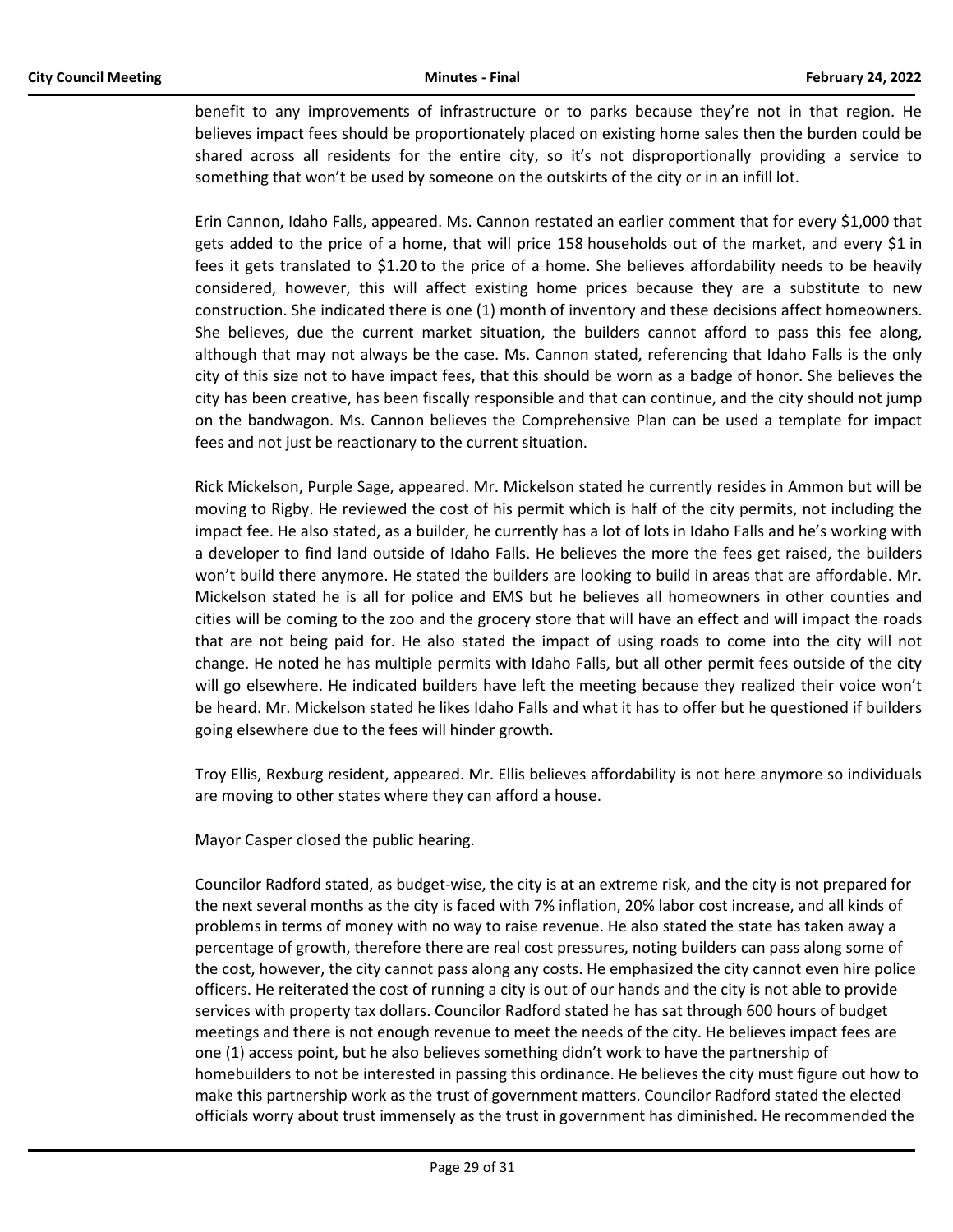benefit to any improvements of infrastructure or to parks because they're not in that region. He believes impact fees should be proportionately placed on existing home sales then the burden could be shared across all residents for the entire city, so it's not disproportionally providing a service to something that won't be used by someone on the outskirts of the city or in an infill lot.

Erin Cannon, Idaho Falls, appeared. Ms. Cannon restated an earlier comment that for every $1,000 that gets added to the price of a home, that will price 158 households out of the market, and every $1 in fees it gets translated to $1.20 to the price of a home. She believes affordability needs to be heavily considered, however, this will affect existing home prices because they are a substitute to new construction. She indicated there is one (1) month of inventory and these decisions affect homeowners. She believes, due the current market situation, the builders cannot afford to pass this fee along, although that may not always be the case. Ms. Cannon stated, referencing that Idaho Falls is the only city of this size not to have impact fees, that this should be worn as a badge of honor. She believes the city has been creative, has been fiscally responsible and that can continue, and the city should not jump on the bandwagon. Ms. Cannon believes the Comprehensive Plan can be used a template for impact fees and not just be reactionary to the current situation.

Rick Mickelson, Purple Sage, appeared. Mr. Mickelson stated he currently resides in Ammon but will be moving to Rigby. He reviewed the cost of his permit which is half of the city permits, not including the impact fee. He also stated, as a builder, he currently has a lot of lots in Idaho Falls and he's working with a developer to find land outside of Idaho Falls. He believes the more the fees get raised, the builders won't build there anymore. He stated the builders are looking to build in areas that are affordable. Mr. Mickelson stated he is all for police and EMS but he believes all homeowners in other counties and cities will be coming to the zoo and the grocery store that will have an effect and will impact the roads that are not being paid for. He also stated the impact of using roads to come into the city will not change. He noted he has multiple permits with Idaho Falls, but all other permit fees outside of the city will go elsewhere. He indicated builders have left the meeting because they realized their voice won't be heard. Mr. Mickelson stated he likes Idaho Falls and what it has to offer but he questioned if builders going elsewhere due to the fees will hinder growth.

Troy Ellis, Rexburg resident, appeared. Mr. Ellis believes affordability is not here anymore so individuals are moving to other states where they can afford a house.

Mayor Casper closed the public hearing.

Councilor Radford stated, as budget-wise, the city is at an extreme risk, and the city is not prepared for the next several months as the city is faced with 7% inflation, 20% labor cost increase, and all kinds of problems in terms of money with no way to raise revenue. He also stated the state has taken away a percentage of growth, therefore there are real cost pressures, noting builders can pass along some of the cost, however, the city cannot pass along any costs. He emphasized the city cannot even hire police officers. He reiterated the cost of running a city is out of our hands and the city is not able to provide services with property tax dollars. Councilor Radford stated he has sat through 600 hours of budget meetings and there is not enough revenue to meet the needs of the city. He believes impact fees are one (1) access point, but he also believes something didn't work to have the partnership of homebuilders to not be interested in passing this ordinance. He believes the city must figure out how to make this partnership work as the trust of government matters. Councilor Radford stated the elected officials worry about trust immensely as the trust in government has diminished. He recommended the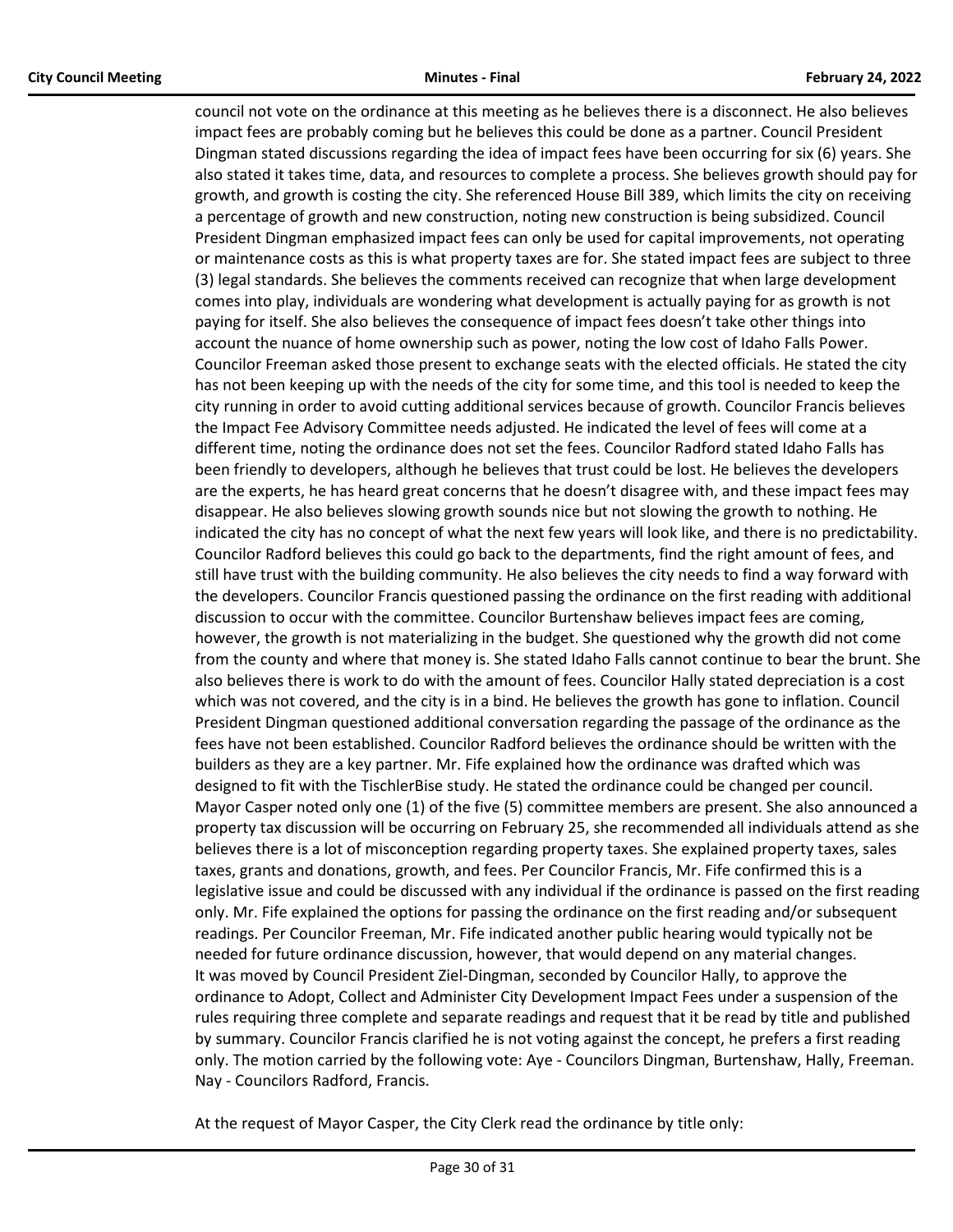council not vote on the ordinance at this meeting as he believes there is a disconnect. He also believes impact fees are probably coming but he believes this could be done as a partner. Council President Dingman stated discussions regarding the idea of impact fees have been occurring for six (6) years. She also stated it takes time, data, and resources to complete a process. She believes growth should pay for growth, and growth is costing the city. She referenced House Bill 389, which limits the city on receiving a percentage of growth and new construction, noting new construction is being subsidized. Council President Dingman emphasized impact fees can only be used for capital improvements, not operating or maintenance costs as this is what property taxes are for. She stated impact fees are subject to three (3) legal standards. She believes the comments received can recognize that when large development comes into play, individuals are wondering what development is actually paying for as growth is not paying for itself. She also believes the consequence of impact fees doesn't take other things into account the nuance of home ownership such as power, noting the low cost of Idaho Falls Power. Councilor Freeman asked those present to exchange seats with the elected officials. He stated the city has not been keeping up with the needs of the city for some time, and this tool is needed to keep the city running in order to avoid cutting additional services because of growth. Councilor Francis believes the Impact Fee Advisory Committee needs adjusted. He indicated the level of fees will come at a different time, noting the ordinance does not set the fees. Councilor Radford stated Idaho Falls has been friendly to developers, although he believes that trust could be lost. He believes the developers are the experts, he has heard great concerns that he doesn't disagree with, and these impact fees may disappear. He also believes slowing growth sounds nice but not slowing the growth to nothing. He indicated the city has no concept of what the next few years will look like, and there is no predictability. Councilor Radford believes this could go back to the departments, find the right amount of fees, and still have trust with the building community. He also believes the city needs to find a way forward with the developers. Councilor Francis questioned passing the ordinance on the first reading with additional discussion to occur with the committee. Councilor Burtenshaw believes impact fees are coming, however, the growth is not materializing in the budget. She questioned why the growth did not come from the county and where that money is. She stated Idaho Falls cannot continue to bear the brunt. She also believes there is work to do with the amount of fees. Councilor Hally stated depreciation is a cost which was not covered, and the city is in a bind. He believes the growth has gone to inflation. Council President Dingman questioned additional conversation regarding the passage of the ordinance as the fees have not been established. Councilor Radford believes the ordinance should be written with the builders as they are a key partner. Mr. Fife explained how the ordinance was drafted which was designed to fit with the TischlerBise study. He stated the ordinance could be changed per council. Mayor Casper noted only one (1) of the five (5) committee members are present. She also announced a property tax discussion will be occurring on February 25, she recommended all individuals attend as she believes there is a lot of misconception regarding property taxes. She explained property taxes, sales taxes, grants and donations, growth, and fees. Per Councilor Francis, Mr. Fife confirmed this is a legislative issue and could be discussed with any individual if the ordinance is passed on the first reading only. Mr. Fife explained the options for passing the ordinance on the first reading and/or subsequent readings. Per Councilor Freeman, Mr. Fife indicated another public hearing would typically not be needed for future ordinance discussion, however, that would depend on any material changes.
It was moved by Council President Ziel-Dingman, seconded by Councilor Hally, to approve the ordinance to Adopt, Collect and Administer City Development Impact Fees under a suspension of the rules requiring three complete and separate readings and request that it be read by title and published by summary. Councilor Francis clarified he is not voting against the concept, he prefers a first reading only. The motion carried by the following vote: Aye - Councilors Dingman, Burtenshaw, Hally, Freeman. Nay - Councilors Radford, Francis.

At the request of Mayor Casper, the City Clerk read the ordinance by title only: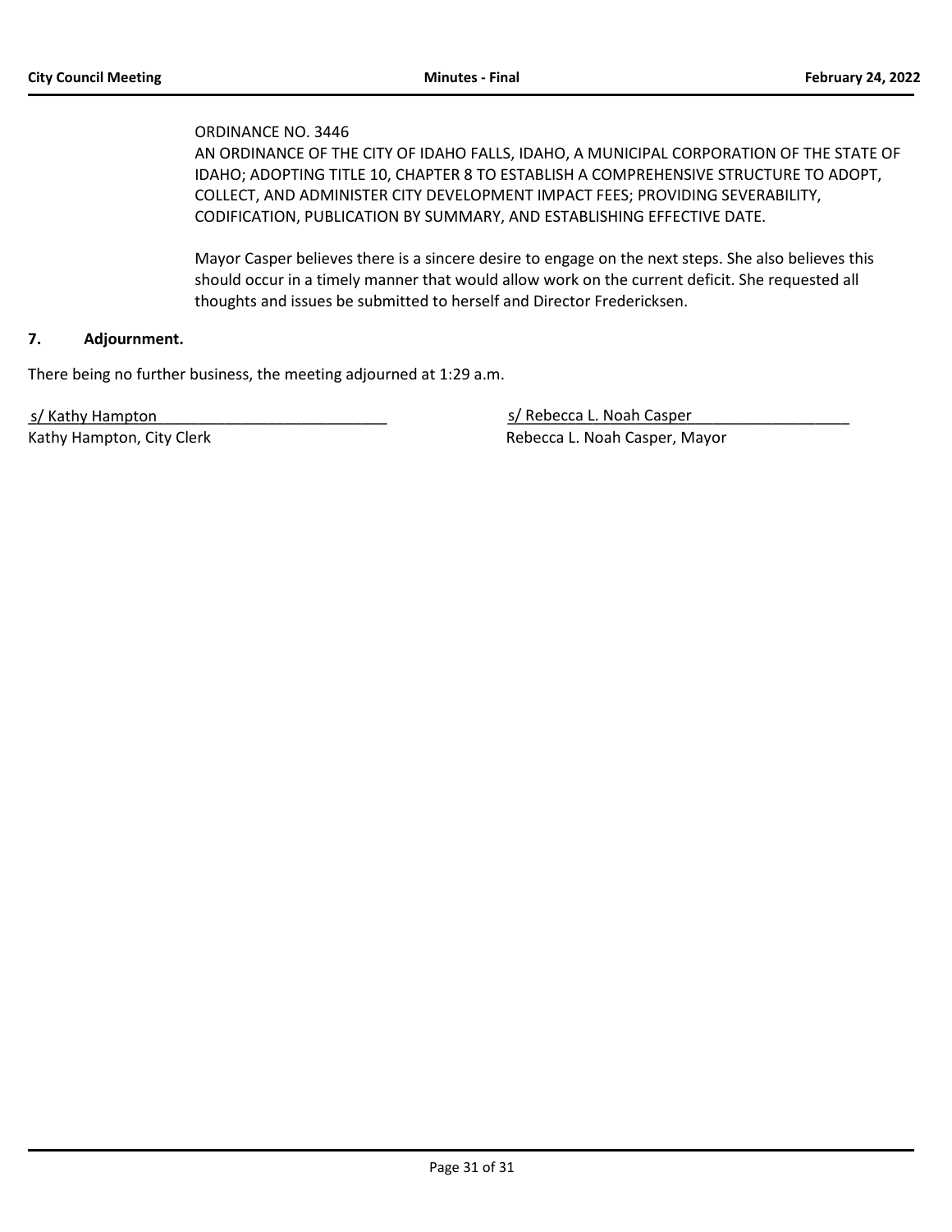ORDINANCE NO. 3446

AN ORDINANCE OF THE CITY OF IDAHO FALLS, IDAHO, A MUNICIPAL CORPORATION OF THE STATE OF IDAHO; ADOPTING TITLE 10, CHAPTER 8 TO ESTABLISH A COMPREHENSIVE STRUCTURE TO ADOPT, COLLECT, AND ADMINISTER CITY DEVELOPMENT IMPACT FEES; PROVIDING SEVERABILITY, CODIFICATION, PUBLICATION BY SUMMARY, AND ESTABLISHING EFFECTIVE DATE.

Mayor Casper believes there is a sincere desire to engage on the next steps. She also believes this should occur in a timely manner that would allow work on the current deficit. She requested all thoughts and issues be submitted to herself and Director Fredericksen.

## 7. Adjournment.

There being no further business, the meeting adjourned at 1:29 a.m.

s/ Kathy Hampton
Kathy Hampton, City Clerk

s/ Rebecca L. Noah Casper
Rebecca L. Noah Casper, Mayor